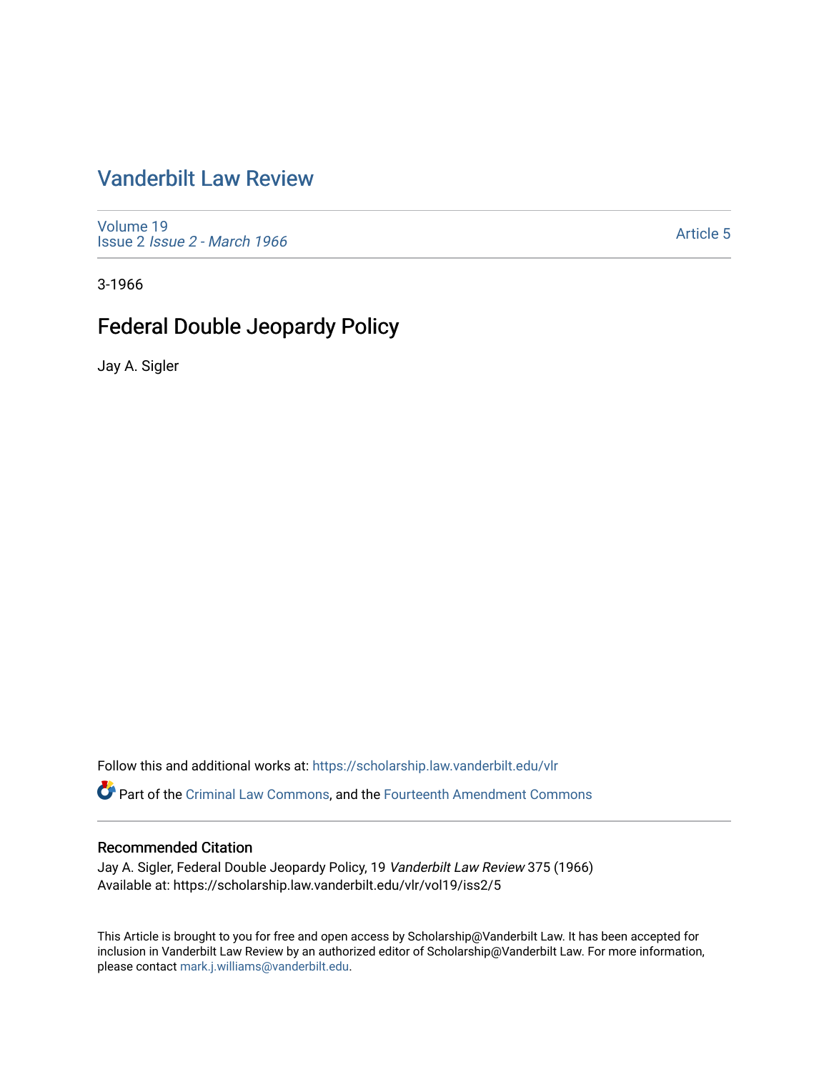# Vanderbilt Law Review

Volume 19
Issue 2 *Issue 2 - March 1966*

Article 5

3-1966

## Federal Double Jeopardy Policy

Jay A. Sigler

Follow this and additional works at: https://scholarship.law.vanderbilt.edu/vlr

Part of the Criminal Law Commons, and the Fourteenth Amendment Commons

### Recommended Citation

Jay A. Sigler, Federal Double Jeopardy Policy, 19 *Vanderbilt Law Review* 375 (1966)
Available at: https://scholarship.law.vanderbilt.edu/vlr/vol19/iss2/5

This Article is brought to you for free and open access by Scholarship@Vanderbilt Law. It has been accepted for inclusion in Vanderbilt Law Review by an authorized editor of Scholarship@Vanderbilt Law. For more information, please contact mark.j.williams@vanderbilt.edu.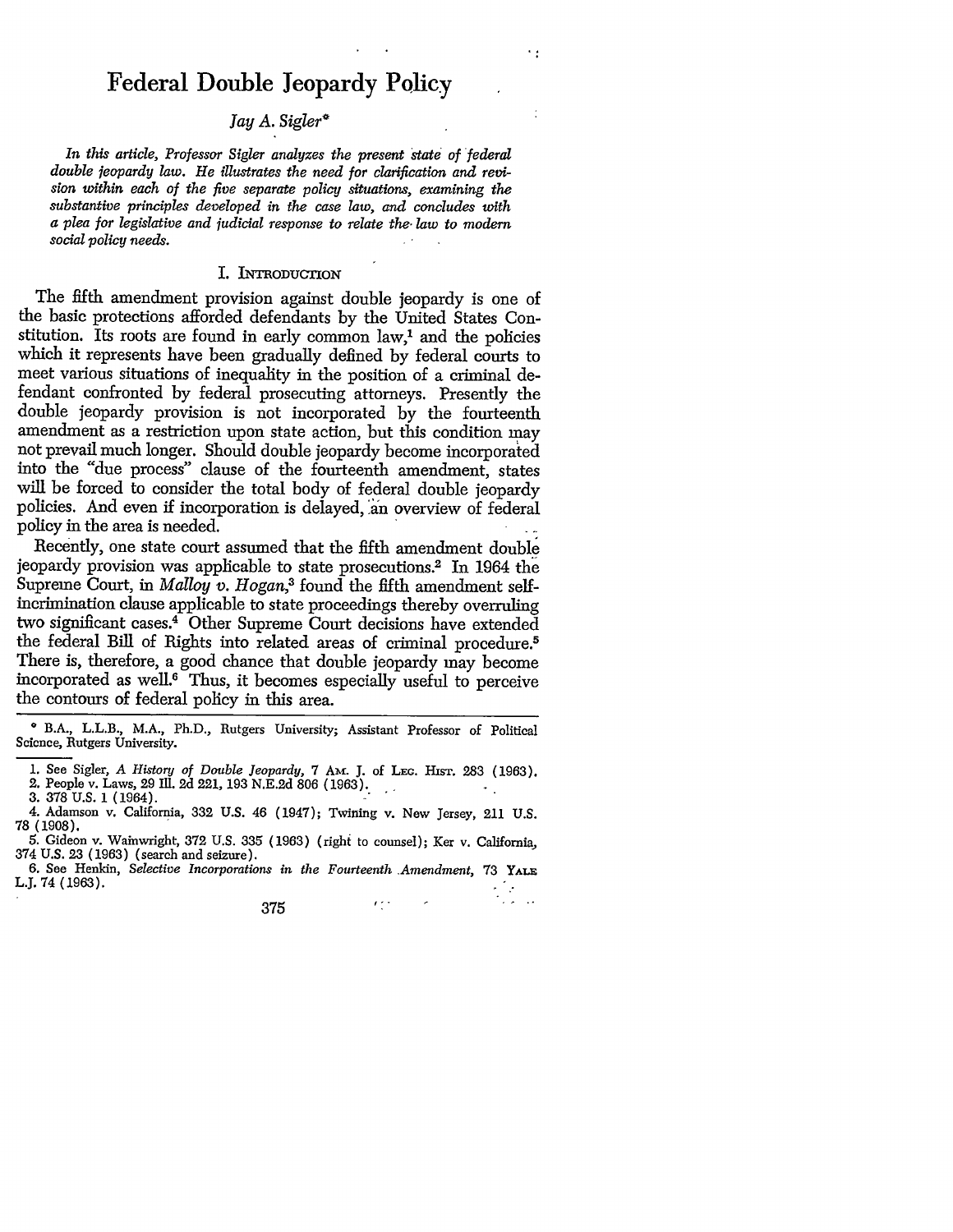# Federal Double Jeopardy Policy

*Jay A. Sigler**

*In this article, Professor Sigler analyzes the present state of federal double jeopardy law. He illustrates the need for clarification and revision within each of the five separate policy situations, examining the substantive principles developed in the case law, and concludes with a plea for legislative and judicial response to relate the law to modern social policy needs.*

## I. Introduction

The fifth amendment provision against double jeopardy is one of the basic protections afforded defendants by the United States Constitution. Its roots are found in early common law,[1] and the policies which it represents have been gradually defined by federal courts to meet various situations of inequality in the position of a criminal defendant confronted by federal prosecuting attorneys. Presently the double jeopardy provision is not incorporated by the fourteenth amendment as a restriction upon state action, but this condition may not prevail much longer. Should double jeopardy become incorporated into the "due process" clause of the fourteenth amendment, states will be forced to consider the total body of federal double jeopardy policies. And even if incorporation is delayed, an overview of federal policy in the area is needed.

Recently, one state court assumed that the fifth amendment double jeopardy provision was applicable to state prosecutions.[2] In 1964 the Supreme Court, in *Malloy v. Hogan*,[3] found the fifth amendment self-incrimination clause applicable to state proceedings thereby overruling two significant cases.[4] Other Supreme Court decisions have extended the federal Bill of Rights into related areas of criminal procedure.[5] There is, therefore, a good chance that double jeopardy may become incorporated as well.[6] Thus, it becomes especially useful to perceive the contours of federal policy in this area.

---

\* B.A., LL.B., M.A., Ph.D., Rutgers University; Assistant Professor of Political Science, Rutgers University.

1. See Sigler, *A History of Double Jeopardy*, 7 Am. J. of Leg. Hist. 283 (1963).
2. People v. Laws, 29 Ill. 2d 221, 193 N.E.2d 806 (1963).
3. 378 U.S. 1 (1964).
4. Adamson v. California, 332 U.S. 46 (1947); Twining v. New Jersey, 211 U.S. 78 (1908).
5. Gideon v. Wainwright, 372 U.S. 335 (1963) (right to counsel); Ker v. California, 374 U.S. 23 (1963) (search and seizure).
6. See Henkin, *Selective Incorporations in the Fourteenth Amendment*, 73 Yale L.J. 74 (1963).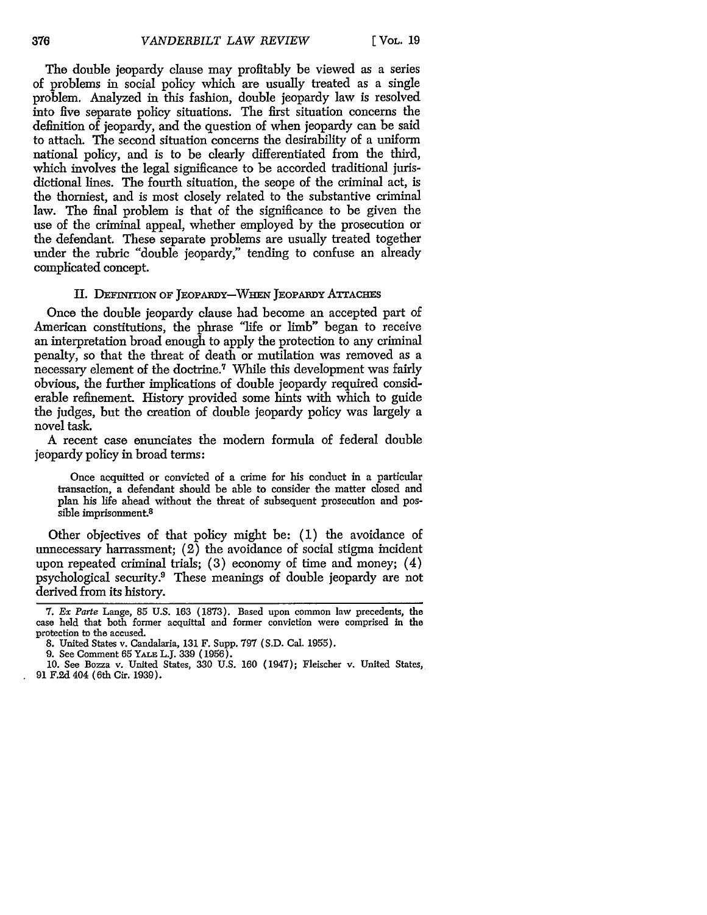The double jeopardy clause may profitably be viewed as a series of problems in social policy which are usually treated as a single problem. Analyzed in this fashion, double jeopardy law is resolved into five separate policy situations. The first situation concerns the definition of jeopardy, and the question of when jeopardy can be said to attach. The second situation concerns the desirability of a uniform national policy, and is to be clearly differentiated from the third, which involves the legal significance to be accorded traditional jurisdictional lines. The fourth situation, the scope of the criminal act, is the thorniest, and is most closely related to the substantive criminal law. The final problem is that of the significance to be given the use of the criminal appeal, whether employed by the prosecution or the defendant. These separate problems are usually treated together under the rubric "double jeopardy," tending to confuse an already complicated concept.

## II. Definition of Jeopardy—When Jeopardy Attaches

Once the double jeopardy clause had become an accepted part of American constitutions, the phrase "life or limb" began to receive an interpretation broad enough to apply the protection to any criminal penalty, so that the threat of death or mutilation was removed as a necessary element of the doctrine.[7] While this development was fairly obvious, the further implications of double jeopardy required considerable refinement. History provided some hints with which to guide the judges, but the creation of double jeopardy policy was largely a novel task.

A recent case enunciates the modern formula of federal double jeopardy policy in broad terms:

> Once acquitted or convicted of a crime for his conduct in a particular transaction, a defendant should be able to consider the matter closed and plan his life ahead without the threat of subsequent prosecution and possible imprisonment.[8]

Other objectives of that policy might be: (1) the avoidance of unnecessary harrassment; (2) the avoidance of social stigma incident upon repeated criminal trials; (3) economy of time and money; (4) psychological security.[9] These meanings of double jeopardy are not derived from its history.

---

7. *Ex Parte* Lange, 85 U.S. 163 (1873). Based upon common law precedents, the case held that both former acquittal and former conviction were comprised in the protection to the accused.

8. United States v. Candalaria, 131 F. Supp. 797 (S.D. Cal. 1955).

9. See Comment 65 YALE L.J. 339 (1956).

10. See Bozza v. United States, 330 U.S. 160 (1947); Fleischer v. United States, 91 F.2d 404 (6th Cir. 1939).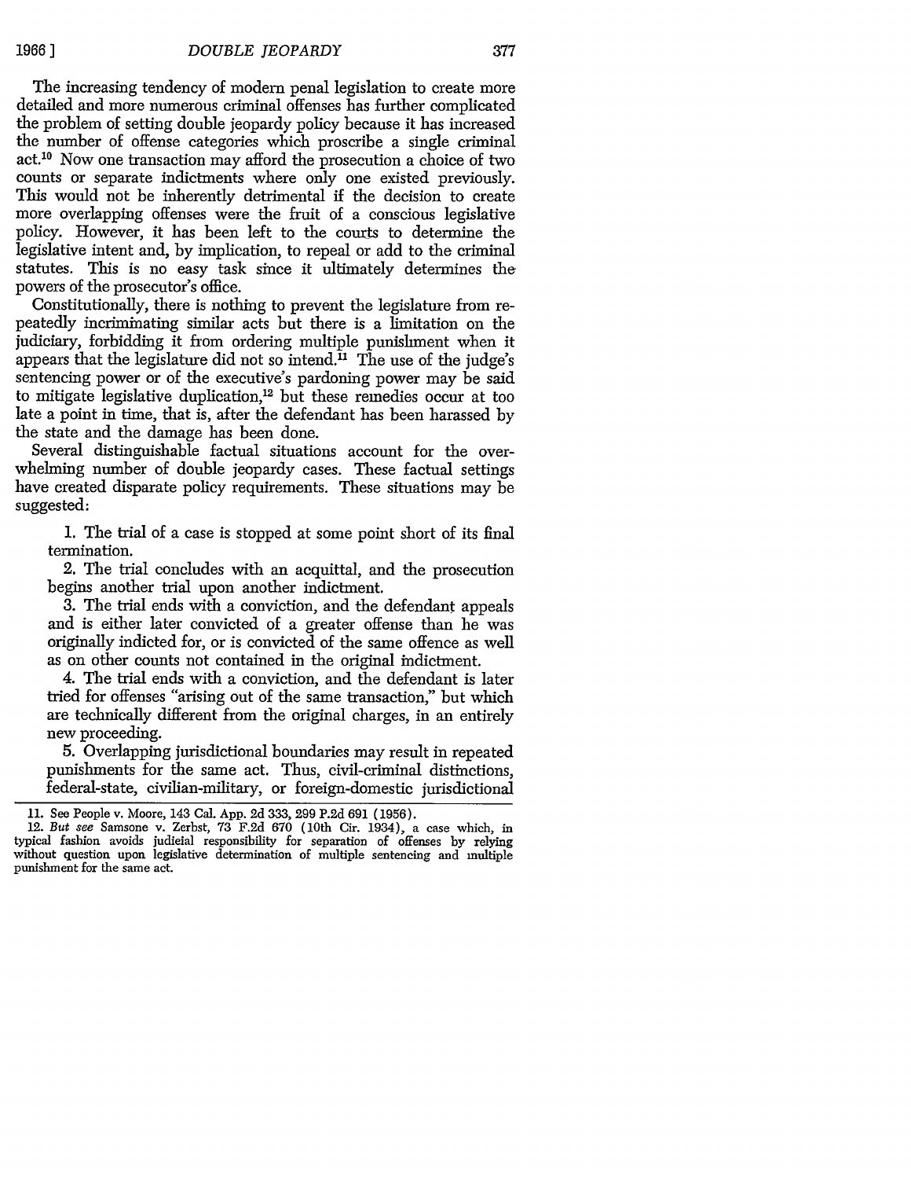The increasing tendency of modern penal legislation to create more detailed and more numerous criminal offenses has further complicated the problem of setting double jeopardy policy because it has increased the number of offense categories which proscribe a single criminal act.[10] Now one transaction may afford the prosecution a choice of two counts or separate indictments where only one existed previously. This would not be inherently detrimental if the decision to create more overlapping offenses were the fruit of a conscious legislative policy. However, it has been left to the courts to determine the legislative intent and, by implication, to repeal or add to the criminal statutes. This is no easy task since it ultimately determines the powers of the prosecutor's office.

Constitutionally, there is nothing to prevent the legislature from repeatedly incriminating similar acts but there is a limitation on the judiciary, forbidding it from ordering multiple punishment when it appears that the legislature did not so intend.[11] The use of the judge's sentencing power or of the executive's pardoning power may be said to mitigate legislative duplication,[12] but these remedies occur at too late a point in time, that is, after the defendant has been harassed by the state and the damage has been done.

Several distinguishable factual situations account for the overwhelming number of double jeopardy cases. These factual settings have created disparate policy requirements. These situations may be suggested:

1. The trial of a case is stopped at some point short of its final termination.

2. The trial concludes with an acquittal, and the prosecution begins another trial upon another indictment.

3. The trial ends with a conviction, and the defendant appeals and is either later convicted of a greater offense than he was originally indicted for, or is convicted of the same offence as well as on other counts not contained in the original indictment.

4. The trial ends with a conviction, and the defendant is later tried for offenses "arising out of the same transaction," but which are technically different from the original charges, in an entirely new proceeding.

5. Overlapping jurisdictional boundaries may result in repeated punishments for the same act. Thus, civil-criminal distinctions, federal-state, civilian-military, or foreign-domestic jurisdictional

---

11. See People v. Moore, 143 Cal. App. 2d 333, 299 P.2d 691 (1956).

12. *But see* Samsone v. Zerbst, 73 F.2d 670 (10th Cir. 1934), a case which, in typical fashion avoids judicial responsibility for separation of offenses by relying without question upon legislative determination of multiple sentencing and multiple punishment for the same act.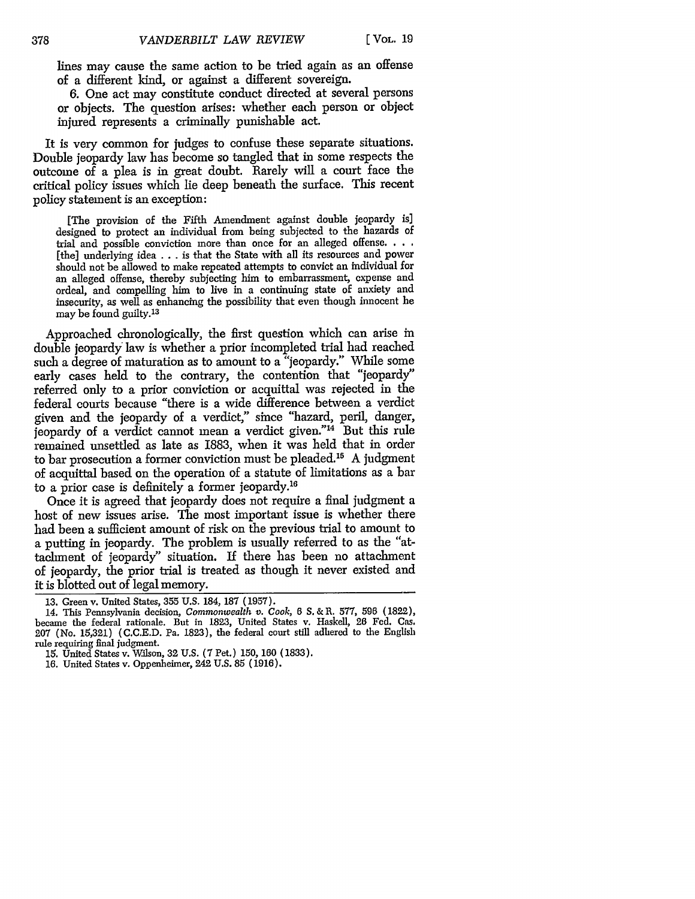lines may cause the same action to be tried again as an offense of a different kind, or against a different sovereign.

6. One act may constitute conduct directed at several persons or objects. The question arises: whether each person or object injured represents a criminally punishable act.

It is very common for judges to confuse these separate situations. Double jeopardy law has become so tangled that in some respects the outcome of a plea is in great doubt. Rarely will a court face the critical policy issues which lie deep beneath the surface. This recent policy statement is an exception:

> [The provision of the Fifth Amendment against double jeopardy is] designed to protect an individual from being subjected to the hazards of trial and possible conviction more than once for an alleged offense. . . . [the] underlying idea . . . is that the State with all its resources and power should not be allowed to make repeated attempts to convict an individual for an alleged offense, thereby subjecting him to embarrassment, expense and ordeal, and compelling him to live in a continuing state of anxiety and insecurity, as well as enhancing the possibility that even though innocent he may be found guilty.[13]

Approached chronologically, the first question which can arise in double jeopardy law is whether a prior incompleted trial had reached such a degree of maturation as to amount to a "jeopardy." While some early cases held to the contrary, the contention that "jeopardy" referred only to a prior conviction or acquittal was rejected in the federal courts because "there is a wide difference between a verdict given and the jeopardy of a verdict," since "hazard, peril, danger, jeopardy of a verdict cannot mean a verdict given."[14] But this rule remained unsettled as late as 1883, when it was held that in order to bar prosecution a former conviction must be pleaded.[15] A judgment of acquittal based on the operation of a statute of limitations as a bar to a prior case is definitely a former jeopardy.[16]

Once it is agreed that jeopardy does not require a final judgment a host of new issues arise. The most important issue is whether there had been a sufficient amount of risk on the previous trial to amount to a putting in jeopardy. The problem is usually referred to as the "attachment of jeopardy" situation. If there has been no attachment of jeopardy, the prior trial is treated as though it never existed and it is blotted out of legal memory.

---

13. Green v. United States, 355 U.S. 184, 187 (1957).

14. This Pennsylvania decision, *Commonwealth v. Cook*, 6 S. & R. 577, 596 (1822), became the federal rationale. But in 1823, United States v. Haskell, 26 Fed. Cas. 207 (No. 15,321) (C.C.E.D. Pa. 1823), the federal court still adhered to the English rule requiring final judgment.

15. United States v. Wilson, 32 U.S. (7 Pet.) 150, 160 (1833).

16. United States v. Oppenheimer, 242 U.S. 85 (1916).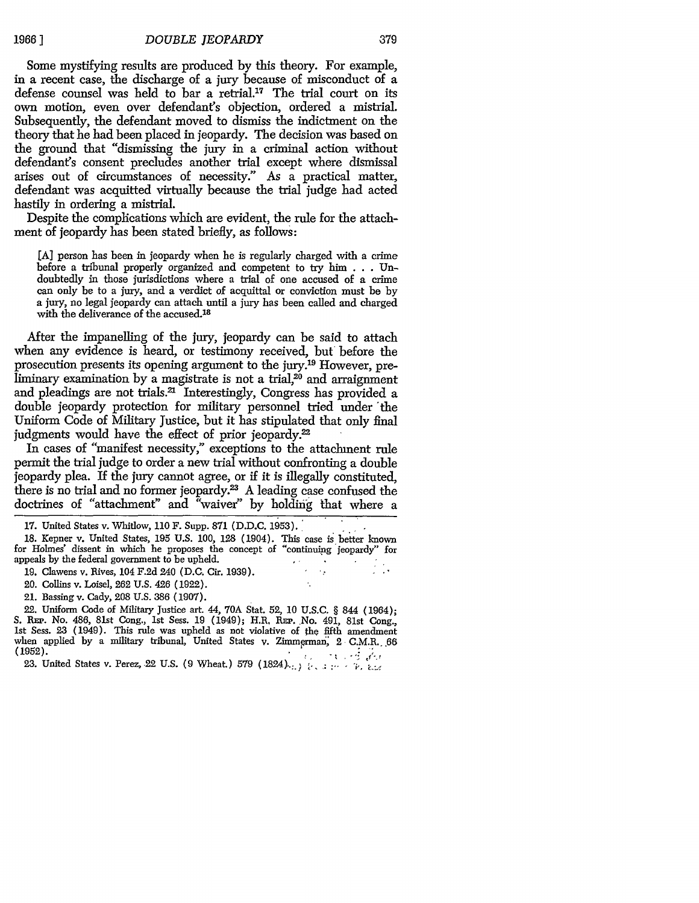Some mystifying results are produced by this theory. For example, in a recent case, the discharge of a jury because of misconduct of a defense counsel was held to bar a retrial.[17] The trial court on its own motion, even over defendant's objection, ordered a mistrial. Subsequently, the defendant moved to dismiss the indictment on the theory that he had been placed in jeopardy. The decision was based on the ground that "dismissing the jury in a criminal action without defendant's consent precludes another trial except where dismissal arises out of circumstances of necessity." As a practical matter, defendant was acquitted virtually because the trial judge had acted hastily in ordering a mistrial.

Despite the complications which are evident, the rule for the attachment of jeopardy has been stated briefly, as follows:

> [A] person has been in jeopardy when he is regularly charged with a crime before a tribunal properly organized and competent to try him . . . Undoubtedly in those jurisdictions where a trial of one accused of a crime can only be to a jury, and a verdict of acquittal or conviction must be by a jury, no legal jeopardy can attach until a jury has been called and charged with the deliverance of the accused.[18]

After the impanelling of the jury, jeopardy can be said to attach when any evidence is heard, or testimony received, but before the prosecution presents its opening argument to the jury.[19] However, preliminary examination by a magistrate is not a trial,[20] and arraignment and pleadings are not trials.[21] Interestingly, Congress has provided a double jeopardy protection for military personnel tried under the Uniform Code of Military Justice, but it has stipulated that only final judgments would have the effect of prior jeopardy.[22]

In cases of "manifest necessity," exceptions to the attachment rule permit the trial judge to order a new trial without confronting a double jeopardy plea. If the jury cannot agree, or if it is illegally constituted, there is no trial and no former jeopardy.[23] A leading case confused the doctrines of "attachment" and "waiver" by holding that where a

---

17. United States v. Whitlow, 110 F. Supp. 871 (D.D.C. 1953).

18. Kepner v. United States, 195 U.S. 100, 128 (1904). This case is better known for Holmes' dissent in which he proposes the concept of "continuing jeopardy" for appeals by the federal government to be upheld.

19. Clawens v. Rives, 104 F.2d 240 (D.C. Cir. 1939).

20. Collins v. Loisel, 262 U.S. 426 (1922).

21. Bassing v. Cady, 208 U.S. 386 (1907).

22. Uniform Code of Military Justice art. 44, 70A Stat. 52, 10 U.S.C. § 844 (1964); S. REP. No. 486, 81st Cong., 1st Sess. 19 (1949); H.R. REP. No. 491, 81st Cong., 1st Sess. 23 (1949). This rule was upheld as not violative of the fifth amendment when applied by a military tribunal, United States v. Zimmerman, 2 C.M.R. 66 (1952).

23. United States v. Perez, 22 U.S. (9 Wheat.) 579 (1824).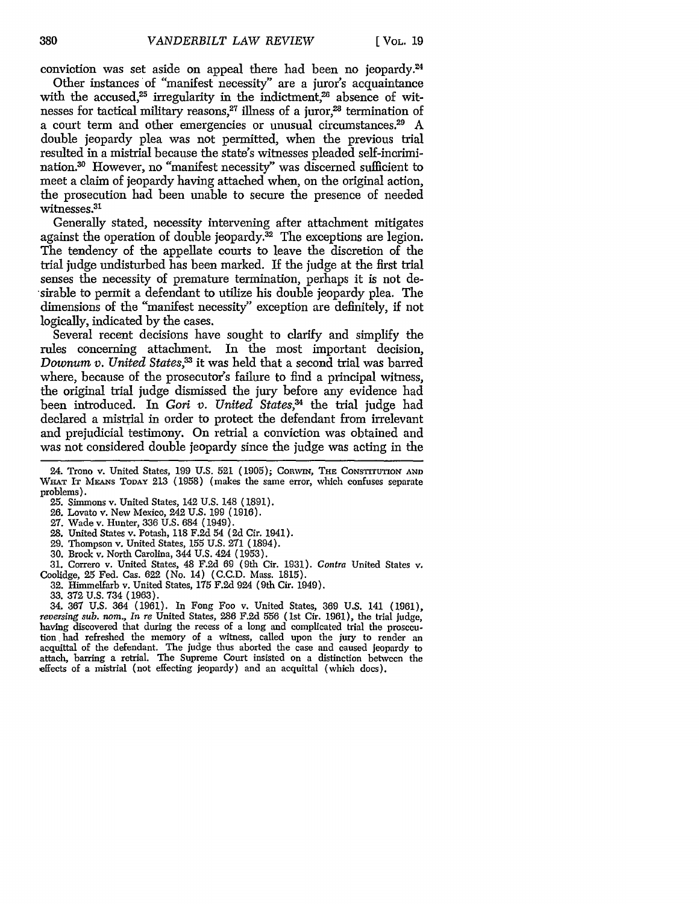conviction was set aside on appeal there had been no jeopardy.[24]

Other instances of "manifest necessity" are a juror's acquaintance with the accused,[25] irregularity in the indictment,[26] absence of witnesses for tactical military reasons,[27] illness of a juror,[28] termination of a court term and other emergencies or unusual circumstances.[29] A double jeopardy plea was not permitted, when the previous trial resulted in a mistrial because the state's witnesses pleaded self-incrimination.[30] However, no "manifest necessity" was discerned sufficient to meet a claim of jeopardy having attached when, on the original action, the prosecution had been unable to secure the presence of needed witnesses.[31]

Generally stated, necessity intervening after attachment mitigates against the operation of double jeopardy.[32] The exceptions are legion. The tendency of the appellate courts to leave the discretion of the trial judge undisturbed has been marked. If the judge at the first trial senses the necessity of premature termination, perhaps it is not desirable to permit a defendant to utilize his double jeopardy plea. The dimensions of the "manifest necessity" exception are definitely, if not logically, indicated by the cases.

Several recent decisions have sought to clarify and simplify the rules concerning attachment. In the most important decision, *Downum v. United States*,[33] it was held that a second trial was barred where, because of the prosecutor's failure to find a principal witness, the original trial judge dismissed the jury before any evidence had been introduced. In *Gori v. United States*,[34] the trial judge had declared a mistrial in order to protect the defendant from irrelevant and prejudicial testimony. On retrial a conviction was obtained and was not considered double jeopardy since the judge was acting in the

---

24. Trono v. United States, 199 U.S. 521 (1905); CORWIN, THE CONSTITUTION AND WHAT IT MEANS TODAY 213 (1958) (makes the same error, which confuses separate problems).

25. Simmons v. United States, 142 U.S. 148 (1891).

26. Lovato v. New Mexico, 242 U.S. 199 (1916).

27. Wade v. Hunter, 336 U.S. 684 (1949).

28. United States v. Potash, 118 F.2d 54 (2d Cir. 1941).

29. Thompson v. United States, 155 U.S. 271 (1894).

30. Brock v. North Carolina, 344 U.S. 424 (1953).

31. Correro v. United States, 48 F.2d 69 (9th Cir. 1931). *Contra* United States v. Coolidge, 25 Fed. Cas. 622 (No. 14) (C.C.D. Mass. 1815).

32. Himmelfarb v. United States, 175 F.2d 924 (9th Cir. 1949).

33. 372 U.S. 734 (1963).

34. 367 U.S. 364 (1961). In Fong Foo v. United States, 369 U.S. 141 (1961), *reversing sub. nom., In re* United States, 286 F.2d 556 (1st Cir. 1961), the trial judge, having discovered that during the recess of a long and complicated trial the prosecution had refreshed the memory of a witness, called upon the jury to render an acquittal of the defendant. The judge thus aborted the case and caused jeopardy to attach, barring a retrial. The Supreme Court insisted on a distinction between the effects of a mistrial (not effecting jeopardy) and an acquittal (which does).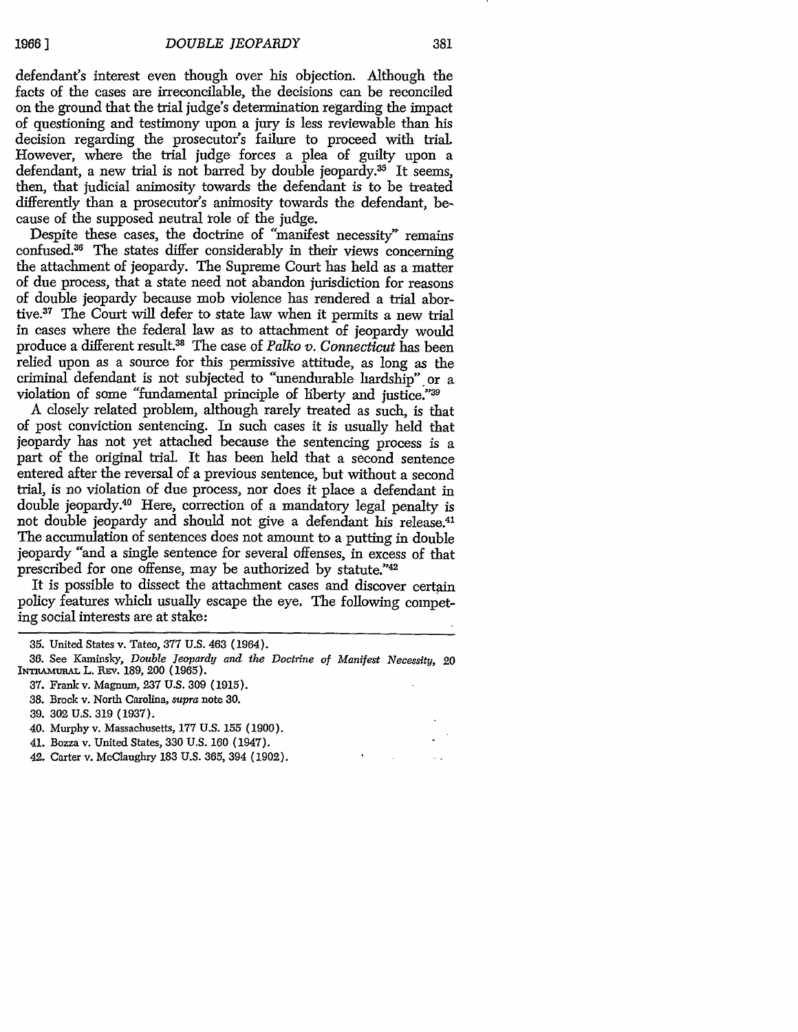defendant's interest even though over his objection. Although the facts of the cases are irreconcilable, the decisions can be reconciled on the ground that the trial judge's determination regarding the impact of questioning and testimony upon a jury is less reviewable than his decision regarding the prosecutor's failure to proceed with trial. However, where the trial judge forces a plea of guilty upon a defendant, a new trial is not barred by double jeopardy.[35] It seems, then, that judicial animosity towards the defendant is to be treated differently than a prosecutor's animosity towards the defendant, because of the supposed neutral role of the judge.

Despite these cases, the doctrine of "manifest necessity" remains confused.[36] The states differ considerably in their views concerning the attachment of jeopardy. The Supreme Court has held as a matter of due process, that a state need not abandon jurisdiction for reasons of double jeopardy because mob violence has rendered a trial abortive.[37] The Court will defer to state law when it permits a new trial in cases where the federal law as to attachment of jeopardy would produce a different result.[38] The case of *Palko v. Connecticut* has been relied upon as a source for this permissive attitude, as long as the criminal defendant is not subjected to "unendurable hardship" or a violation of some "fundamental principle of liberty and justice."[39]

A closely related problem, although rarely treated as such, is that of post conviction sentencing. In such cases it is usually held that jeopardy has not yet attached because the sentencing process is a part of the original trial. It has been held that a second sentence entered after the reversal of a previous sentence, but without a second trial, is no violation of due process, nor does it place a defendant in double jeopardy.[40] Here, correction of a mandatory legal penalty is not double jeopardy and should not give a defendant his release.[41] The accumulation of sentences does not amount to a putting in double jeopardy "and a single sentence for several offenses, in excess of that prescribed for one offense, may be authorized by statute."[42]

It is possible to dissect the attachment cases and discover certain policy features which usually escape the eye. The following competing social interests are at stake:

---

35. United States v. Tateo, 377 U.S. 463 (1964).

36. See Kaminsky, *Double Jeopardy and the Doctrine of Manifest Necessity*, 20 INTRAMURAL L. REV. 189, 200 (1965).

37. Frank v. Magnum, 237 U.S. 309 (1915).

38. Brock v. North Carolina, *supra* note 30.

39. 302 U.S. 319 (1937).

40. Murphy v. Massachusetts, 177 U.S. 155 (1900).

41. Bozza v. United States, 330 U.S. 160 (1947).

42. Carter v. McClaughry 183 U.S. 365, 394 (1902).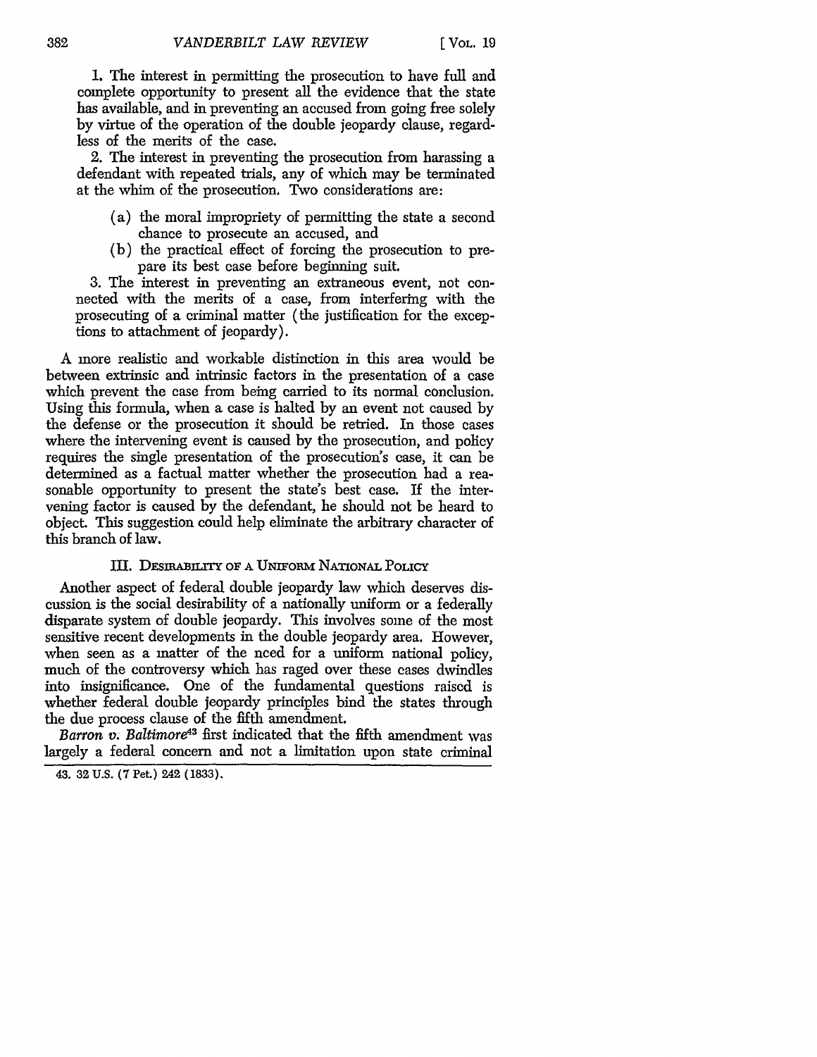1. The interest in permitting the prosecution to have full and complete opportunity to present all the evidence that the state has available, and in preventing an accused from going free solely by virtue of the operation of the double jeopardy clause, regardless of the merits of the case.

2. The interest in preventing the prosecution from harassing a defendant with repeated trials, any of which may be terminated at the whim of the prosecution. Two considerations are:

   (a) the moral impropriety of permitting the state a second chance to prosecute an accused, and

   (b) the practical effect of forcing the prosecution to prepare its best case before beginning suit.

3. The interest in preventing an extraneous event, not connected with the merits of a case, from interfering with the prosecuting of a criminal matter (the justification for the exceptions to attachment of jeopardy).

A more realistic and workable distinction in this area would be between extrinsic and intrinsic factors in the presentation of a case which prevent the case from being carried to its normal conclusion. Using this formula, when a case is halted by an event not caused by the defense or the prosecution it should be retried. In those cases where the intervening event is caused by the prosecution, and policy requires the single presentation of the prosecution's case, it can be determined as a factual matter whether the prosecution had a reasonable opportunity to present the state's best case. If the intervening factor is caused by the defendant, he should not be heard to object. This suggestion could help eliminate the arbitrary character of this branch of law.

## III. Desirability of a Uniform National Policy

Another aspect of federal double jeopardy law which deserves discussion is the social desirability of a nationally uniform or a federally disparate system of double jeopardy. This involves some of the most sensitive recent developments in the double jeopardy area. However, when seen as a matter of the need for a uniform national policy, much of the controversy which has raged over these cases dwindles into insignificance. One of the fundamental questions raised is whether federal double jeopardy principles bind the states through the due process clause of the fifth amendment.

*Barron v. Baltimore*[43] first indicated that the fifth amendment was largely a federal concern and not a limitation upon state criminal

43. 32 U.S. (7 Pet.) 242 (1833).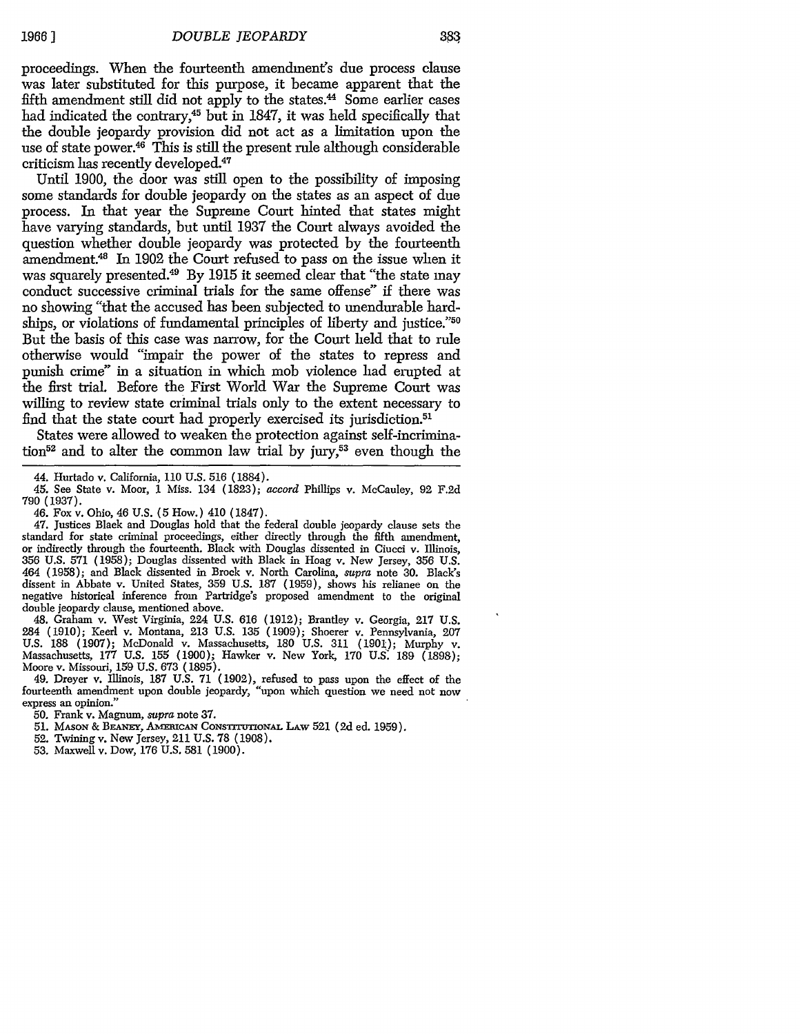proceedings. When the fourteenth amendment's due process clause was later substituted for this purpose, it became apparent that the fifth amendment still did not apply to the states.[44] Some earlier cases had indicated the contrary,[45] but in 1847, it was held specifically that the double jeopardy provision did not act as a limitation upon the use of state power.[46] This is still the present rule although considerable criticism has recently developed.[47]

Until 1900, the door was still open to the possibility of imposing some standards for double jeopardy on the states as an aspect of due process. In that year the Supreme Court hinted that states might have varying standards, but until 1937 the Court always avoided the question whether double jeopardy was protected by the fourteenth amendment.[48] In 1902 the Court refused to pass on the issue when it was squarely presented.[49] By 1915 it seemed clear that "the state may conduct successive criminal trials for the same offense" if there was no showing "that the accused has been subjected to unendurable hardships, or violations of fundamental principles of liberty and justice."[50] But the basis of this case was narrow, for the Court held that to rule otherwise would "impair the power of the states to repress and punish crime" in a situation in which mob violence had erupted at the first trial. Before the First World War the Supreme Court was willing to review state criminal trials only to the extent necessary to find that the state court had properly exercised its jurisdiction.[51]

States were allowed to weaken the protection against self-incrimination[52] and to alter the common law trial by jury,[53] even though the

---

44. Hurtado v. California, 110 U.S. 516 (1884).

45. See State v. Moor, 1 Miss. 134 (1823); *accord* Phillips v. McCauley, 92 F.2d 790 (1937).

46. Fox v. Ohio, 46 U.S. (5 How.) 410 (1847).

47. Justices Black and Douglas hold that the federal double jeopardy clause sets the standard for state criminal proceedings, either directly through the fifth amendment, or indirectly through the fourteenth. Black with Douglas dissented in Ciucci v. Illinois, 356 U.S. 571 (1958); Douglas dissented with Black in Hoag v. New Jersey, 356 U.S. 464 (1958); and Black dissented in Brock v. North Carolina, *supra* note 30. Black's dissent in Abbate v. United States, 359 U.S. 187 (1959), shows his reliance on the negative historical inference from Partridge's proposed amendment to the original double jeopardy clause, mentioned above.

48. Graham v. West Virginia, 224 U.S. 616 (1912); Brantley v. Georgia, 217 U.S. 284 (1910); Keerl v. Montana, 213 U.S. 135 (1909); Shoener v. Pennsylvania, 207 U.S. 188 (1907); McDonald v. Massachusetts, 180 U.S. 311 (1901); Murphy v. Massachusetts, 177 U.S. 155 (1900); Hawker v. New York, 170 U.S. 189 (1898); Moore v. Missouri, 159 U.S. 673 (1895).

49. Dreyer v. Illinois, 187 U.S. 71 (1902), refused to pass upon the effect of the fourteenth amendment upon double jeopardy, "upon which question we need not now express an opinion."

50. Frank v. Magnum, *supra* note 37.

51. MASON & BEANEY, AMERICAN CONSTITUTIONAL LAW 521 (2d ed. 1959).

52. Twining v. New Jersey, 211 U.S. 78 (1908).

53. Maxwell v. Dow, 176 U.S. 581 (1900).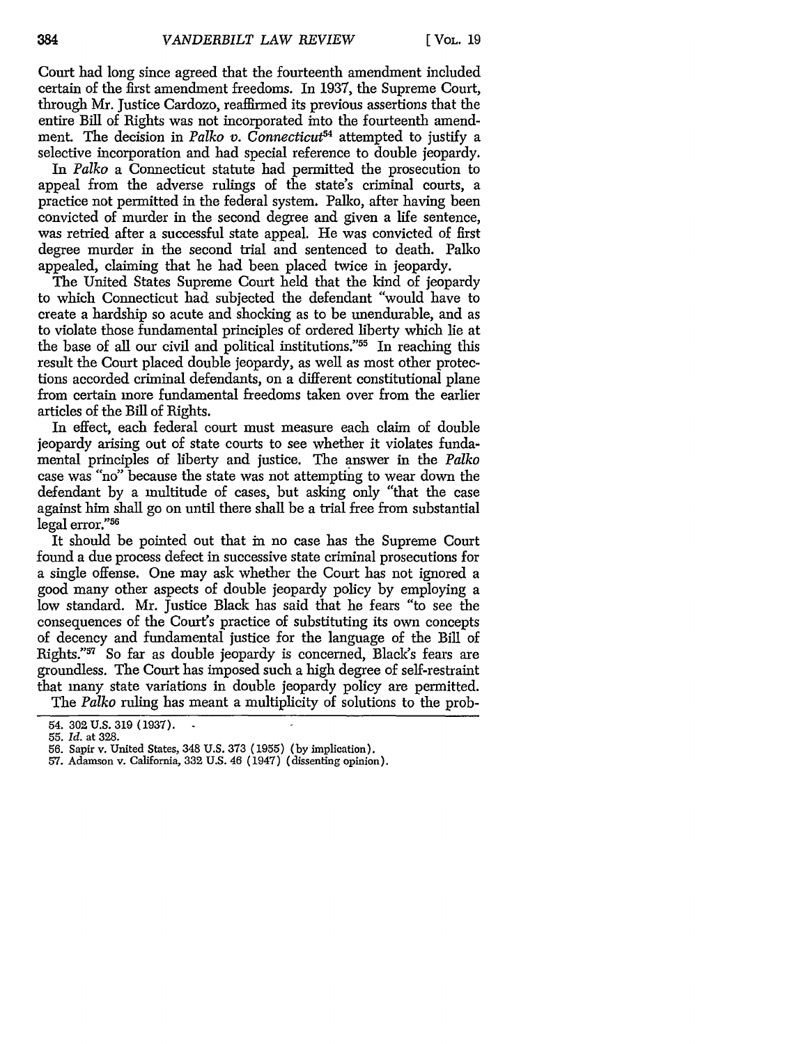Court had long since agreed that the fourteenth amendment included certain of the first amendment freedoms. In 1937, the Supreme Court, through Mr. Justice Cardozo, reaffirmed its previous assertions that the entire Bill of Rights was not incorporated into the fourteenth amendment. The decision in *Palko v. Connecticut*[54] attempted to justify a selective incorporation and had special reference to double jeopardy.

In *Palko* a Connecticut statute had permitted the prosecution to appeal from the adverse rulings of the state's criminal courts, a practice not permitted in the federal system. Palko, after having been convicted of murder in the second degree and given a life sentence, was retried after a successful state appeal. He was convicted of first degree murder in the second trial and sentenced to death. Palko appealed, claiming that he had been placed twice in jeopardy.

The United States Supreme Court held that the kind of jeopardy to which Connecticut had subjected the defendant "would have to create a hardship so acute and shocking as to be unendurable, and as to violate those fundamental principles of ordered liberty which lie at the base of all our civil and political institutions."[55] In reaching this result the Court placed double jeopardy, as well as most other protections accorded criminal defendants, on a different constitutional plane from certain more fundamental freedoms taken over from the earlier articles of the Bill of Rights.

In effect, each federal court must measure each claim of double jeopardy arising out of state courts to see whether it violates fundamental principles of liberty and justice. The answer in the *Palko* case was "no" because the state was not attempting to wear down the defendant by a multitude of cases, but asking only "that the case against him shall go on until there shall be a trial free from substantial legal error."[56]

It should be pointed out that in no case has the Supreme Court found a due process defect in successive state criminal prosecutions for a single offense. One may ask whether the Court has not ignored a good many other aspects of double jeopardy policy by employing a low standard. Mr. Justice Black has said that he fears "to see the consequences of the Court's practice of substituting its own concepts of decency and fundamental justice for the language of the Bill of Rights."[57] So far as double jeopardy is concerned, Black's fears are groundless. The Court has imposed such a high degree of self-restraint that many state variations in double jeopardy policy are permitted.

The *Palko* ruling has meant a multiplicity of solutions to the prob-

---

54. 302 U.S. 319 (1937).
55. *Id.* at 328.
56. Sapir v. United States, 348 U.S. 373 (1955) (by implication).
57. Adamson v. California, 332 U.S. 46 (1947) (dissenting opinion).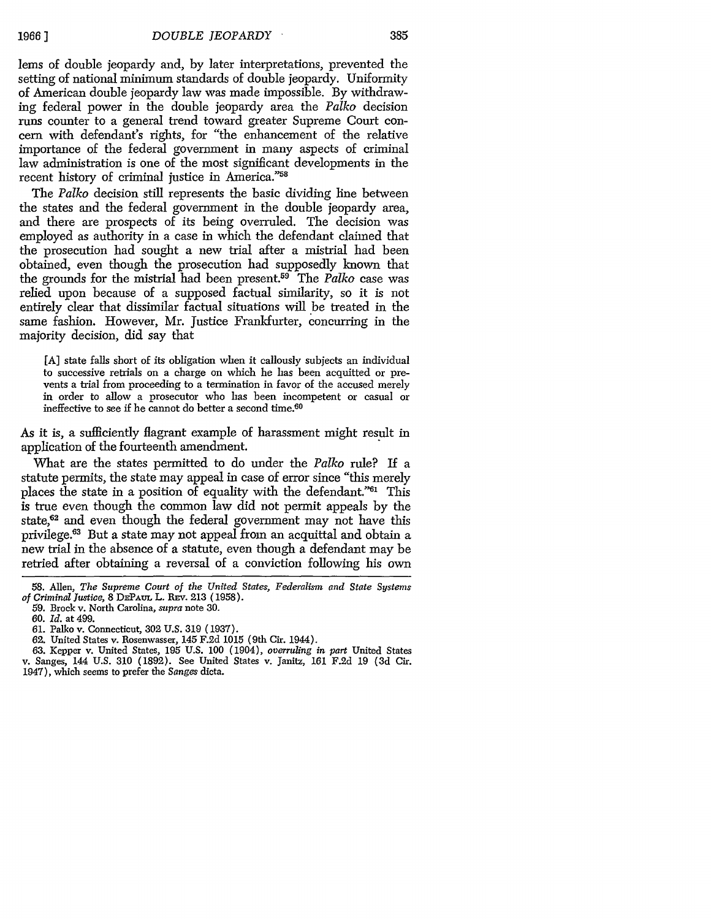lems of double jeopardy and, by later interpretations, prevented the setting of national minimum standards of double jeopardy. Uniformity of American double jeopardy law was made impossible. By withdrawing federal power in the double jeopardy area the *Palko* decision runs counter to a general trend toward greater Supreme Court concern with defendant's rights, for "the enhancement of the relative importance of the federal government in many aspects of criminal law administration is one of the most significant developments in the recent history of criminal justice in America."[58]

The *Palko* decision still represents the basic dividing line between the states and the federal government in the double jeopardy area, and there are prospects of its being overruled. The decision was employed as authority in a case in which the defendant claimed that the prosecution had sought a new trial after a mistrial had been obtained, even though the prosecution had supposedly known that the grounds for the mistrial had been present.[59] The *Palko* case was relied upon because of a supposed factual similarity, so it is not entirely clear that dissimilar factual situations will be treated in the same fashion. However, Mr. Justice Frankfurter, concurring in the majority decision, did say that

> [A] state falls short of its obligation when it callously subjects an individual to successive retrials on a charge on which he has been acquitted or prevents a trial from proceeding to a termination in favor of the accused merely in order to allow a prosecutor who has been incompetent or casual or ineffective to see if he cannot do better a second time.[60]

As it is, a sufficiently flagrant example of harassment might result in application of the fourteenth amendment.

What are the states permitted to do under the *Palko* rule? If a statute permits, the state may appeal in case of error since "this merely places the state in a position of equality with the defendant."[61] This is true even though the common law did not permit appeals by the state,[62] and even though the federal government may not have this privilege.[63] But a state may not appeal from an acquittal and obtain a new trial in the absence of a statute, even though a defendant may be retried after obtaining a reversal of a conviction following his own

---

58. Allen, *The Supreme Court of the United States, Federalism and State Systems of Criminal Justice*, 8 DePaul L. Rev. 213 (1958).

59. Brock v. North Carolina, *supra* note 30.

60. *Id.* at 499.

61. Palko v. Connecticut, 302 U.S. 319 (1937).

62. United States v. Rosenwasser, 145 F.2d 1015 (9th Cir. 1944).

63. Kepper v. United States, 195 U.S. 100 (1904), *overruling in part* United States v. Sanges, 144 U.S. 310 (1892). See United States v. Janitz, 161 F.2d 19 (3d Cir. 1947), which seems to prefer the *Sanges* dicta.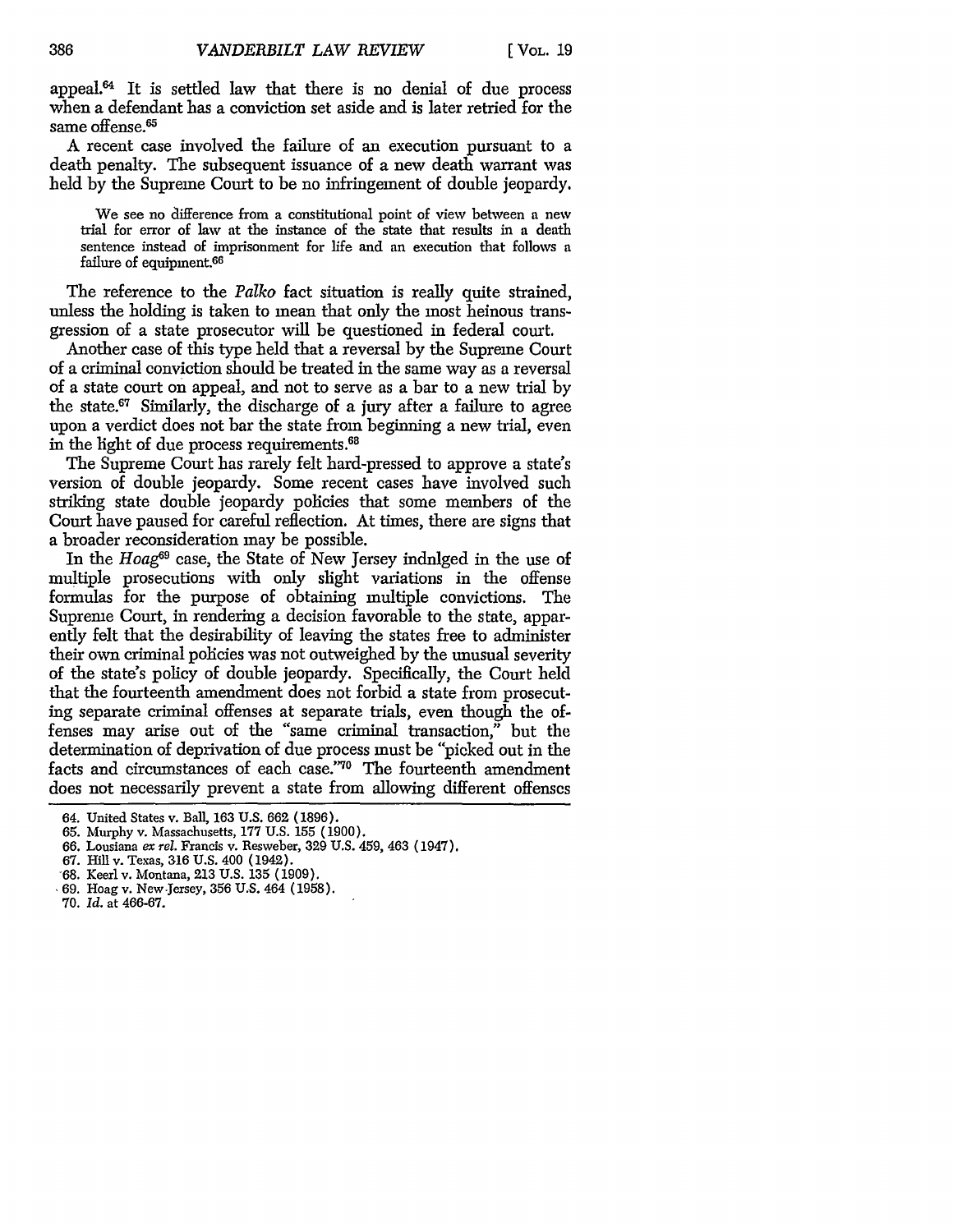appeal.[64] It is settled law that there is no denial of due process when a defendant has a conviction set aside and is later retried for the same offense.[65]

A recent case involved the failure of an execution pursuant to a death penalty. The subsequent issuance of a new death warrant was held by the Supreme Court to be no infringement of double jeopardy.

> We see no difference from a constitutional point of view between a new trial for error of law at the instance of the state that results in a death sentence instead of imprisonment for life and an execution that follows a failure of equipment.[66]

The reference to the *Palko* fact situation is really quite strained, unless the holding is taken to mean that only the most heinous transgression of a state prosecutor will be questioned in federal court.

Another case of this type held that a reversal by the Supreme Court of a criminal conviction should be treated in the same way as a reversal of a state court on appeal, and not to serve as a bar to a new trial by the state.[67] Similarly, the discharge of a jury after a failure to agree upon a verdict does not bar the state from beginning a new trial, even in the light of due process requirements.[68]

The Supreme Court has rarely felt hard-pressed to approve a state's version of double jeopardy. Some recent cases have involved such striking state double jeopardy policies that some members of the Court have paused for careful reflection. At times, there are signs that a broader reconsideration may be possible.

In the *Hoag*[69] case, the State of New Jersey indulged in the use of multiple prosecutions with only slight variations in the offense formulas for the purpose of obtaining multiple convictions. The Supreme Court, in rendering a decision favorable to the state, apparently felt that the desirability of leaving the states free to administer their own criminal policies was not outweighed by the unusual severity of the state's policy of double jeopardy. Specifically, the Court held that the fourteenth amendment does not forbid a state from prosecuting separate criminal offenses at separate trials, even though the offenses may arise out of the "same criminal transaction," but the determination of deprivation of due process must be "picked out in the facts and circumstances of each case."[70] The fourteenth amendment does not necessarily prevent a state from allowing different offenses

---

64. United States v. Ball, 163 U.S. 662 (1896).
65. Murphy v. Massachusetts, 177 U.S. 155 (1900).
66. Lousiana *ex rel.* Francis v. Resweber, 329 U.S. 459, 463 (1947).
67. Hill v. Texas, 316 U.S. 400 (1942).
68. Keerl v. Montana, 213 U.S. 135 (1909).
69. Hoag v. New Jersey, 356 U.S. 464 (1958).
70. *Id.* at 466-67.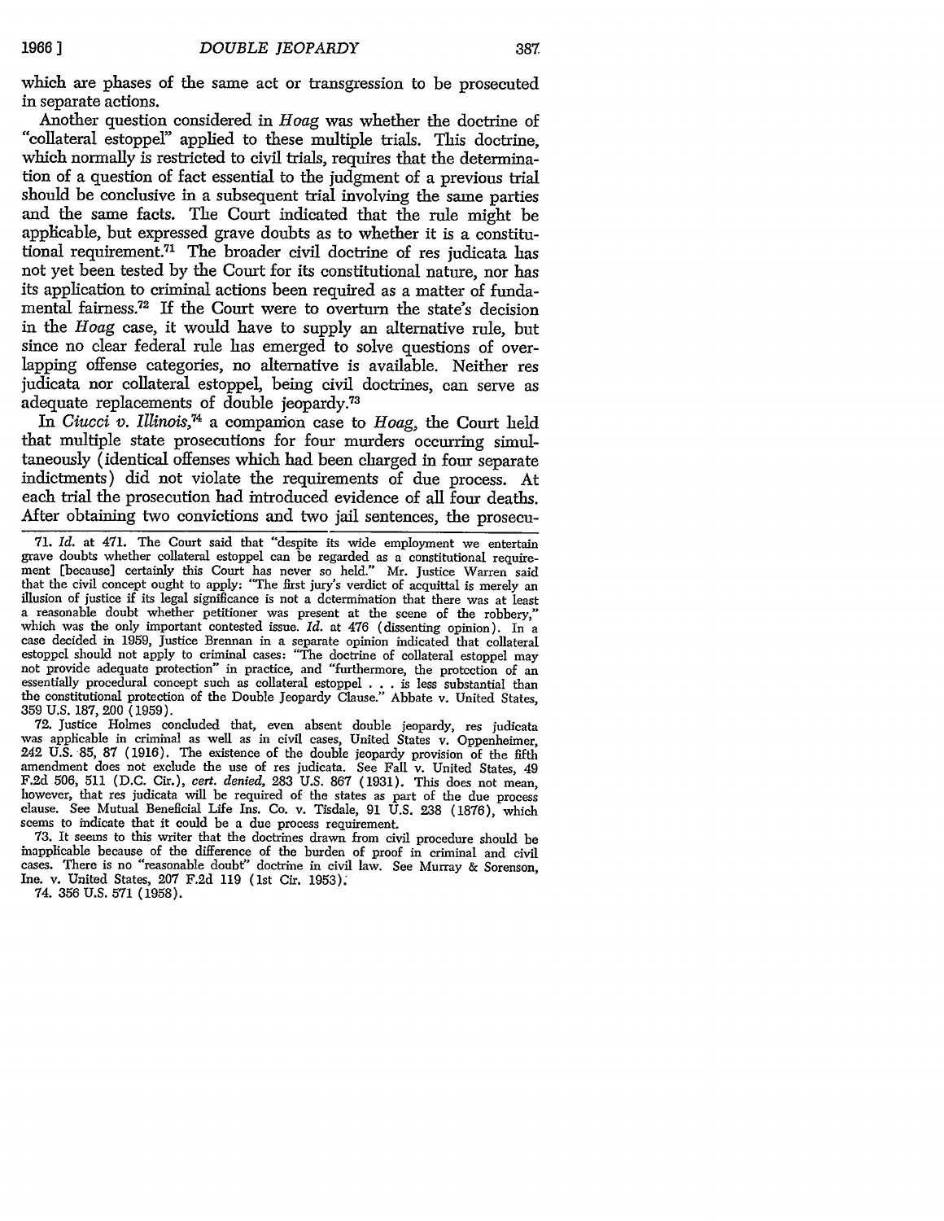which are phases of the same act or transgression to be prosecuted in separate actions.

Another question considered in *Hoag* was whether the doctrine of "collateral estoppel" applied to these multiple trials. This doctrine, which normally is restricted to civil trials, requires that the determination of a question of fact essential to the judgment of a previous trial should be conclusive in a subsequent trial involving the same parties and the same facts. The Court indicated that the rule might be applicable, but expressed grave doubts as to whether it is a constitutional requirement.[71] The broader civil doctrine of res judicata has not yet been tested by the Court for its constitutional nature, nor has its application to criminal actions been required as a matter of fundamental fairness.[72] If the Court were to overturn the state's decision in the *Hoag* case, it would have to supply an alternative rule, but since no clear federal rule has emerged to solve questions of overlapping offense categories, no alternative is available. Neither res judicata nor collateral estoppel, being civil doctrines, can serve as adequate replacements of double jeopardy.[73]

In *Ciucci v. Illinois*,[74] a companion case to *Hoag*, the Court held that multiple state prosecutions for four murders occurring simultaneously (identical offenses which had been charged in four separate indictments) did not violate the requirements of due process. At each trial the prosecution had introduced evidence of all four deaths. After obtaining two convictions and two jail sentences, the prosecu-

---

71. *Id.* at 471. The Court said that "despite its wide employment we entertain grave doubts whether collateral estoppel can be regarded as a constitutional requirement [because] certainly this Court has never so held." Mr. Justice Warren said that the civil concept ought to apply: "The first jury's verdict of acquittal is merely an illusion of justice if its legal significance is not a determination that there was at least a reasonable doubt whether petitioner was present at the scene of the robbery," which was the only important contested issue. *Id.* at 476 (dissenting opinion). In a case decided in 1959, Justice Brennan in a separate opinion indicated that collateral estoppel should not apply to criminal cases: "The doctrine of collateral estoppel may not provide adequate protection" in practice, and "furthermore, the protection of an essentially procedural concept such as collateral estoppel . . . is less substantial than the constitutional protection of the Double Jeopardy Clause." Abbate v. United States, 359 U.S. 187, 200 (1959).

72. Justice Holmes concluded that, even absent double jeopardy, res judicata was applicable in criminal as well as in civil cases, United States v. Oppenheimer, 242 U.S. 85, 87 (1916). The existence of the double jeopardy provision of the fifth amendment does not exclude the use of res judicata. See Fall v. United States, 49 F.2d 506, 511 (D.C. Cir.), *cert. denied*, 283 U.S. 867 (1931). This does not mean, however, that res judicata will be required of the states as part of the due process clause. See Mutual Beneficial Life Ins. Co. v. Tisdale, 91 U.S. 238 (1876), which seems to indicate that it could be a due process requirement.

73. It seems to this writer that the doctrines drawn from civil procedure should be inapplicable because of the difference of the burden of proof in criminal and civil cases. There is no "reasonable doubt" doctrine in civil law. See Murray & Sorenson, Inc. v. United States, 207 F.2d 119 (1st Cir. 1953).

74. 356 U.S. 571 (1958).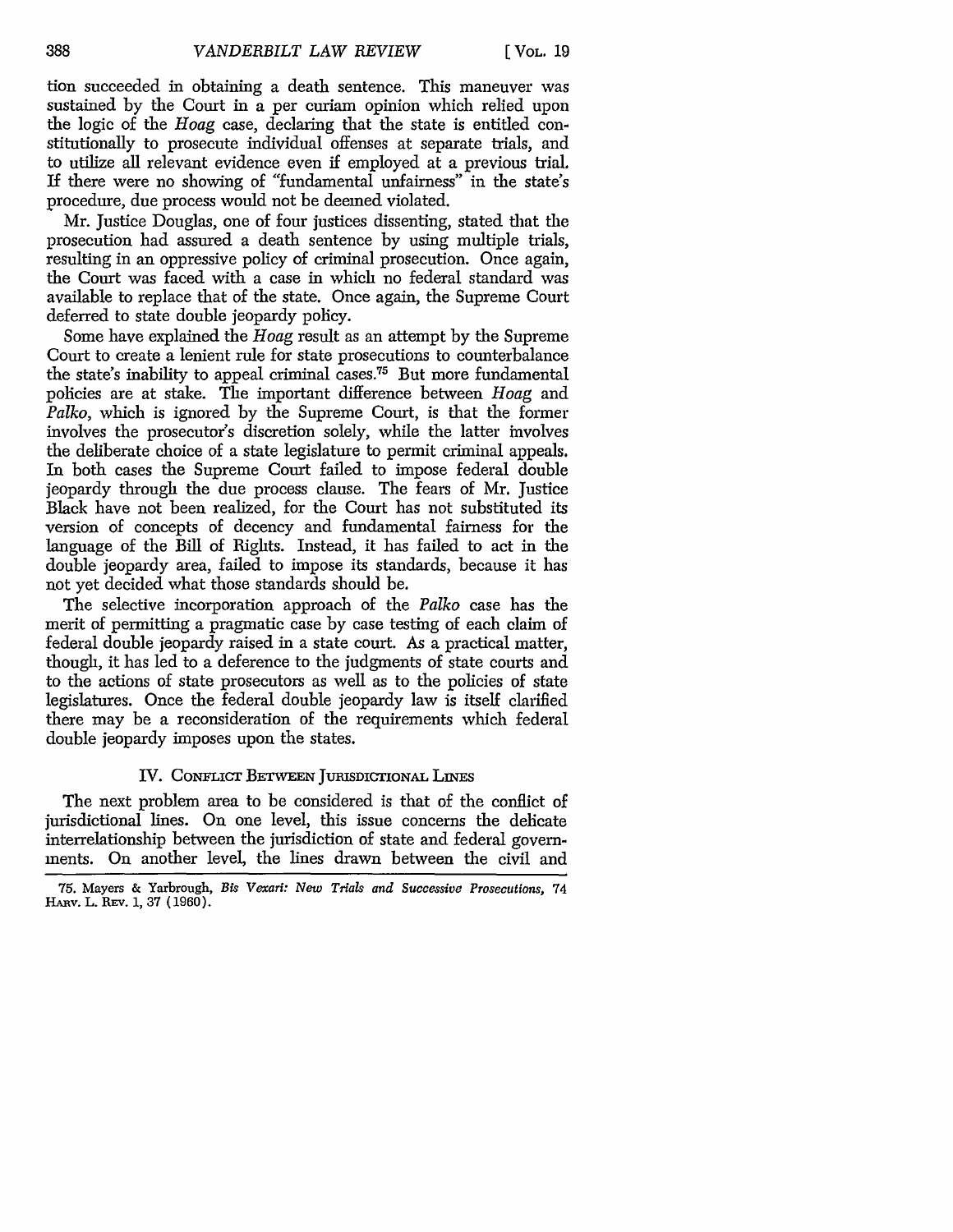tion succeeded in obtaining a death sentence. This maneuver was sustained by the Court in a per curiam opinion which relied upon the logic of the *Hoag* case, declaring that the state is entitled constitutionally to prosecute individual offenses at separate trials, and to utilize all relevant evidence even if employed at a previous trial. If there were no showing of "fundamental unfairness" in the state's procedure, due process would not be deemed violated.

Mr. Justice Douglas, one of four justices dissenting, stated that the prosecution had assured a death sentence by using multiple trials, resulting in an oppressive policy of criminal prosecution. Once again, the Court was faced with a case in which no federal standard was available to replace that of the state. Once again, the Supreme Court deferred to state double jeopardy policy.

Some have explained the *Hoag* result as an attempt by the Supreme Court to create a lenient rule for state prosecutions to counterbalance the state's inability to appeal criminal cases.[75] But more fundamental policies are at stake. The important difference between *Hoag* and *Palko*, which is ignored by the Supreme Court, is that the former involves the prosecutor's discretion solely, while the latter involves the deliberate choice of a state legislature to permit criminal appeals. In both cases the Supreme Court failed to impose federal double jeopardy through the due process clause. The fears of Mr. Justice Black have not been realized, for the Court has not substituted its version of concepts of decency and fundamental fairness for the language of the Bill of Rights. Instead, it has failed to act in the double jeopardy area, failed to impose its standards, because it has not yet decided what those standards should be.

The selective incorporation approach of the *Palko* case has the merit of permitting a pragmatic case by case testing of each claim of federal double jeopardy raised in a state court. As a practical matter, though, it has led to a deference to the judgments of state courts and to the actions of state prosecutors as well as to the policies of state legislatures. Once the federal double jeopardy law is itself clarified there may be a reconsideration of the requirements which federal double jeopardy imposes upon the states.

## IV. Conflict Between Jurisdictional Lines

The next problem area to be considered is that of the conflict of jurisdictional lines. On one level, this issue concerns the delicate interrelationship between the jurisdiction of state and federal governments. On another level, the lines drawn between the civil and

75. Mayers & Yarbrough, *Bis Vexari: New Trials and Successive Prosecutions*, 74 Harv. L. Rev. 1, 37 (1960).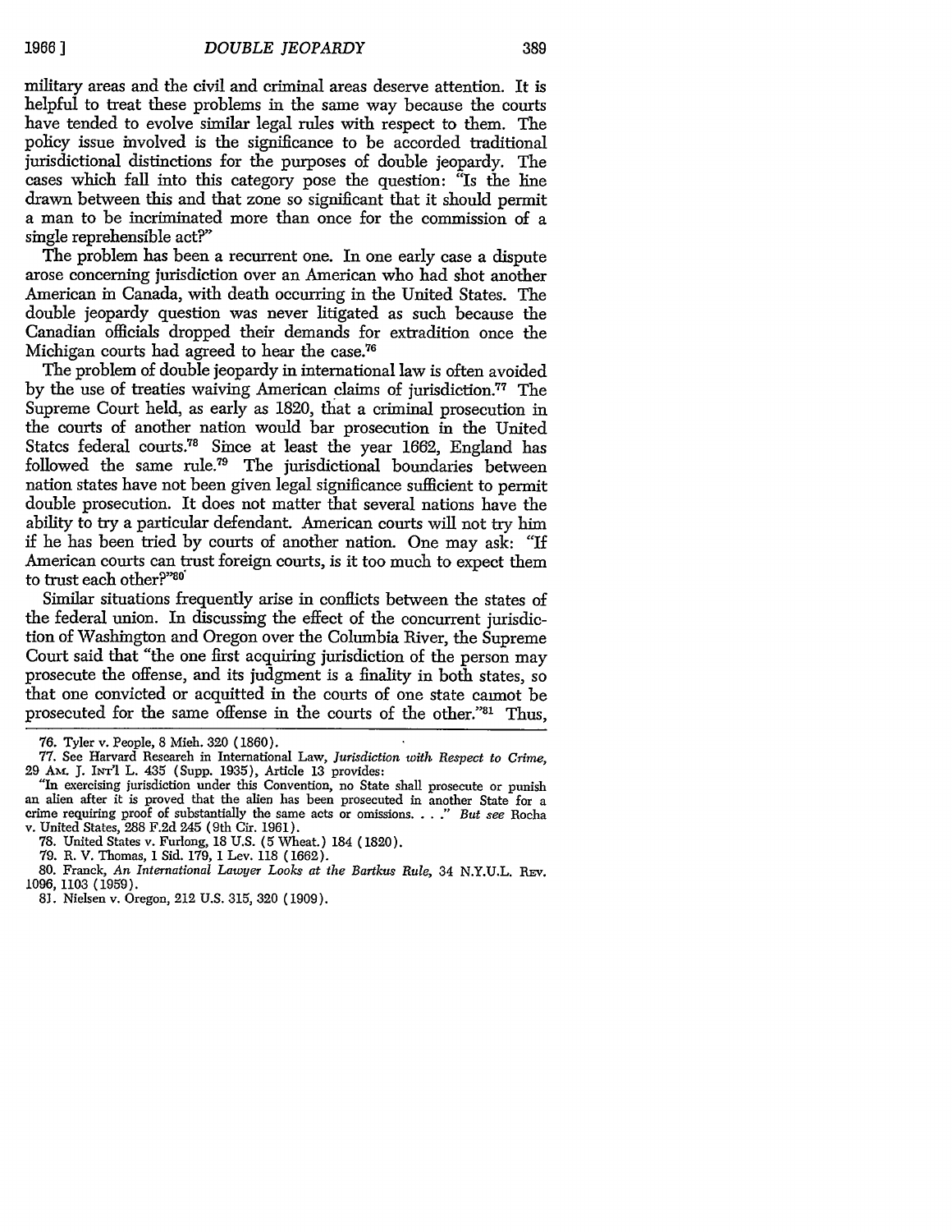military areas and the civil and criminal areas deserve attention. It is helpful to treat these problems in the same way because the courts have tended to evolve similar legal rules with respect to them. The policy issue involved is the significance to be accorded traditional jurisdictional distinctions for the purposes of double jeopardy. The cases which fall into this category pose the question: "Is the line drawn between this and that zone so significant that it should permit a man to be incriminated more than once for the commission of a single reprehensible act?"

The problem has been a recurrent one. In one early case a dispute arose concerning jurisdiction over an American who had shot another American in Canada, with death occurring in the United States. The double jeopardy question was never litigated as such because the Canadian officials dropped their demands for extradition once the Michigan courts had agreed to hear the case.[76]

The problem of double jeopardy in international law is often avoided by the use of treaties waiving American claims of jurisdiction.[77] The Supreme Court held, as early as 1820, that a criminal prosecution in the courts of another nation would bar prosecution in the United States federal courts.[78] Since at least the year 1662, England has followed the same rule.[79] The jurisdictional boundaries between nation states have not been given legal significance sufficient to permit double prosecution. It does not matter that several nations have the ability to try a particular defendant. American courts will not try him if he has been tried by courts of another nation. One may ask: "If American courts can trust foreign courts, is it too much to expect them to trust each other?"[80]

Similar situations frequently arise in conflicts between the states of the federal union. In discussing the effect of the concurrent jurisdiction of Washington and Oregon over the Columbia River, the Supreme Court said that "the one first acquiring jurisdiction of the person may prosecute the offense, and its judgment is a finality in both states, so that one convicted or acquitted in the courts of one state cannot be prosecuted for the same offense in the courts of the other."[81] Thus,

---

76. Tyler v. People, 8 Mich. 320 (1860).

77. See Harvard Research in International Law, *Jurisdiction with Respect to Crime*, 29 Am. J. Int'l L. 435 (Supp. 1935), Article 13 provides:

"In exercising jurisdiction under this Convention, no State shall prosecute or punish an alien after it is proved that the alien has been prosecuted in another State for a crime requiring proof of substantially the same acts or omissions. . . ." *But see* Rocha v. United States, 288 F.2d 245 (9th Cir. 1961).

78. United States v. Furlong, 18 U.S. (5 Wheat.) 184 (1820).

79. R. V. Thomas, 1 Sid. 179, 1 Lev. 118 (1662).

80. Franck, *An International Lawyer Looks at the Bartkus Rule*, 34 N.Y.U.L. Rev. 1096, 1103 (1959).

81. Nielsen v. Oregon, 212 U.S. 315, 320 (1909).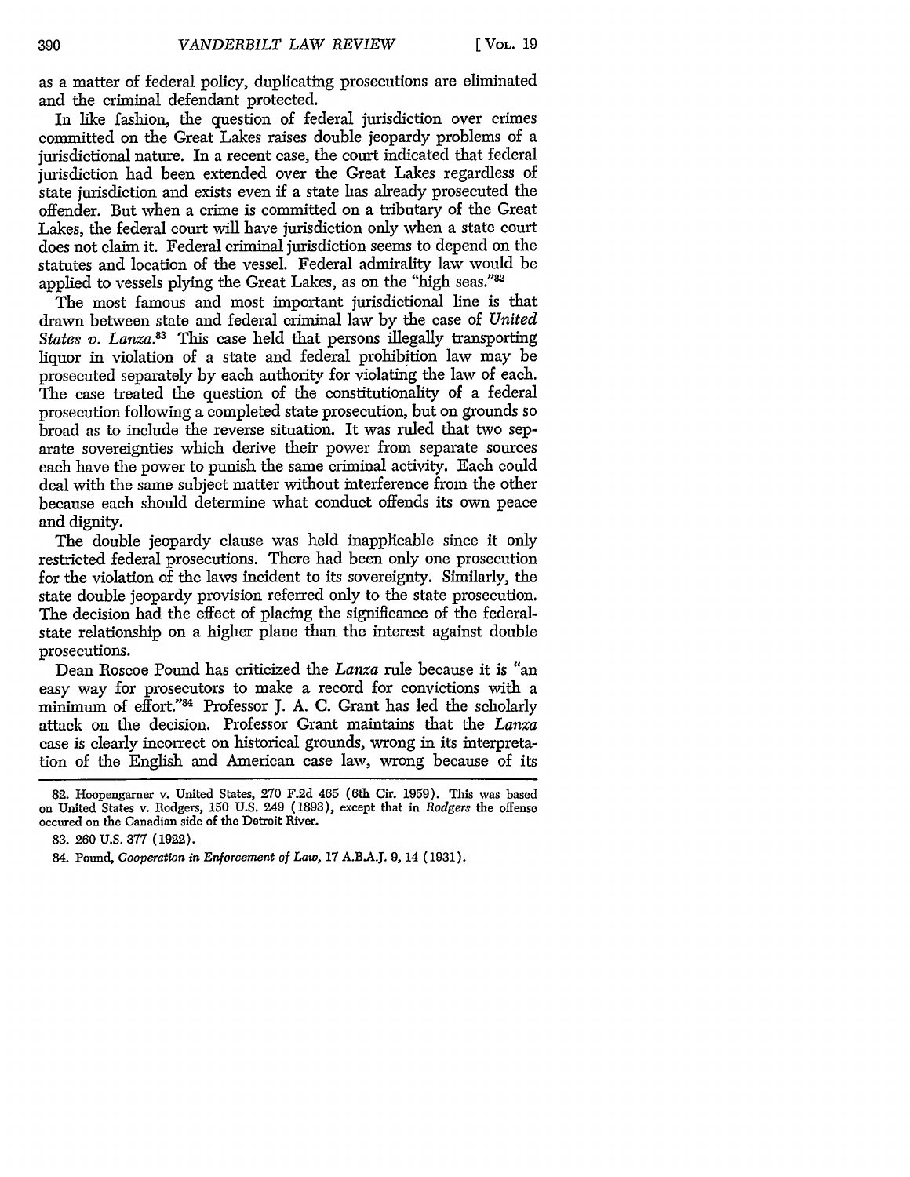as a matter of federal policy, duplicating prosecutions are eliminated and the criminal defendant protected.

In like fashion, the question of federal jurisdiction over crimes committed on the Great Lakes raises double jeopardy problems of a jurisdictional nature. In a recent case, the court indicated that federal jurisdiction had been extended over the Great Lakes regardless of state jurisdiction and exists even if a state has already prosecuted the offender. But when a crime is committed on a tributary of the Great Lakes, the federal court will have jurisdiction only when a state court does not claim it. Federal criminal jurisdiction seems to depend on the statutes and location of the vessel. Federal admirality law would be applied to vessels plying the Great Lakes, as on the "high seas."[82]

The most famous and most important jurisdictional line is that drawn between state and federal criminal law by the case of *United States v. Lanza*.[83] This case held that persons illegally transporting liquor in violation of a state and federal prohibition law may be prosecuted separately by each authority for violating the law of each. The case treated the question of the constitutionality of a federal prosecution following a completed state prosecution, but on grounds so broad as to include the reverse situation. It was ruled that two separate sovereignties which derive their power from separate sources each have the power to punish the same criminal activity. Each could deal with the same subject matter without interference from the other because each should determine what conduct offends its own peace and dignity.

The double jeopardy clause was held inapplicable since it only restricted federal prosecutions. There had been only one prosecution for the violation of the laws incident to its sovereignty. Similarly, the state double jeopardy provision referred only to the state prosecution. The decision had the effect of placing the significance of the federal-state relationship on a higher plane than the interest against double prosecutions.

Dean Roscoe Pound has criticized the *Lanza* rule because it is "an easy way for prosecutors to make a record for convictions with a minimum of effort."[84] Professor J. A. C. Grant has led the scholarly attack on the decision. Professor Grant maintains that the *Lanza* case is clearly incorrect on historical grounds, wrong in its interpretation of the English and American case law, wrong because of its

---

82. Hoopengarner v. United States, 270 F.2d 465 (6th Cir. 1959). This was based on United States v. Rodgers, 150 U.S. 249 (1893), except that in *Rodgers* the offense occured on the Canadian side of the Detroit River.

83. 260 U.S. 377 (1922).

84. Pound, *Cooperation in Enforcement of Law*, 17 A.B.A.J. 9, 14 (1931).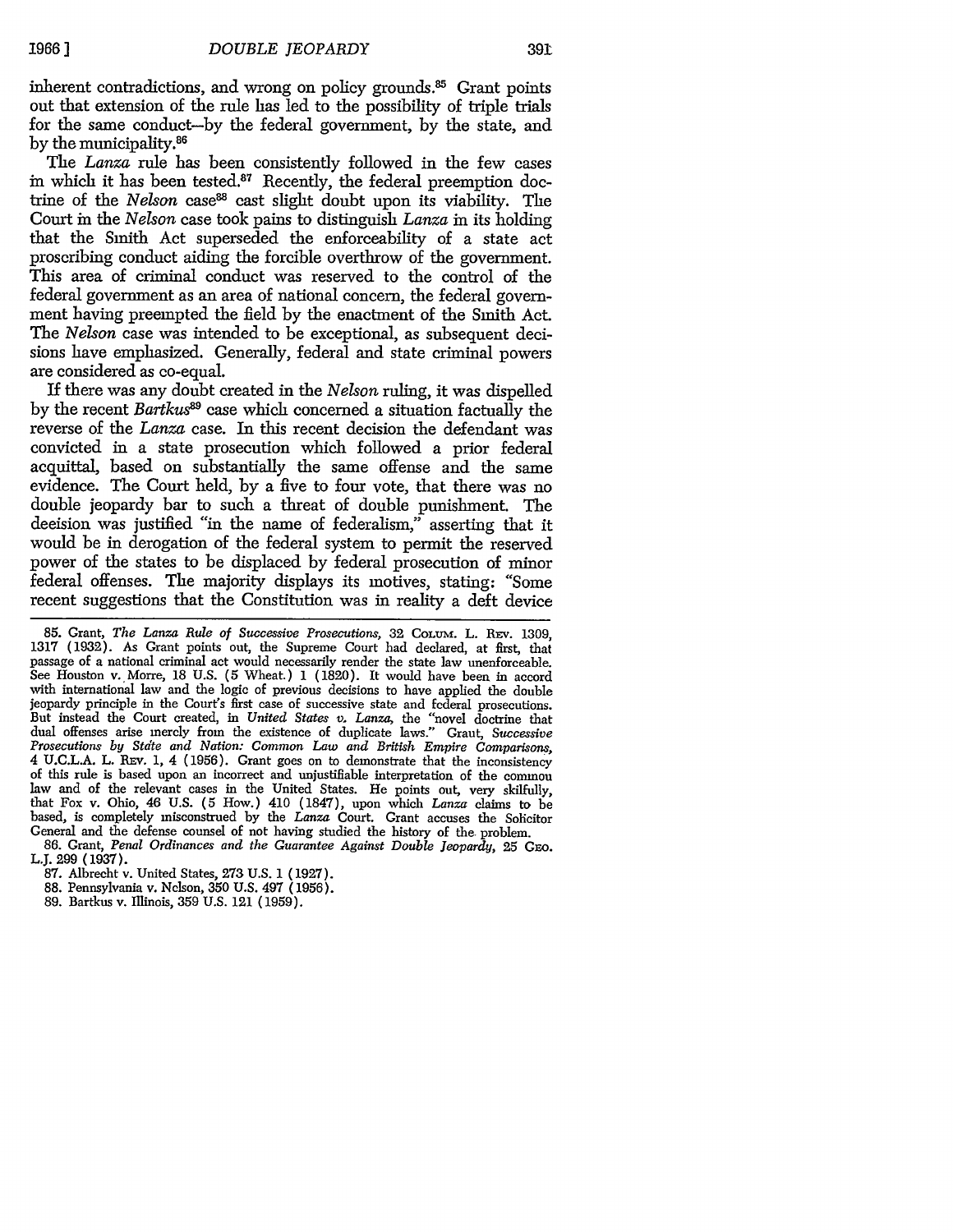inherent contradictions, and wrong on policy grounds.[85] Grant points out that extension of the rule has led to the possibility of triple trials for the same conduct—by the federal government, by the state, and by the municipality.[86]

The *Lanza* rule has been consistently followed in the few cases in which it has been tested.[87] Recently, the federal preemption doctrine of the *Nelson* case[88] cast slight doubt upon its viability. The Court in the *Nelson* case took pains to distinguish *Lanza* in its holding that the Smith Act superseded the enforceability of a state act proscribing conduct aiding the forcible overthrow of the government. This area of criminal conduct was reserved to the control of the federal government as an area of national concern, the federal government having preempted the field by the enactment of the Smith Act. The *Nelson* case was intended to be exceptional, as subsequent decisions have emphasized. Generally, federal and state criminal powers are considered as co-equal.

If there was any doubt created in the *Nelson* ruling, it was dispelled by the recent *Bartkus*[89] case which concerned a situation factually the reverse of the *Lanza* case. In this recent decision the defendant was convicted in a state prosecution which followed a prior federal acquittal, based on substantially the same offense and the same evidence. The Court held, by a five to four vote, that there was no double jeopardy bar to such a threat of double punishment. The decision was justified "in the name of federalism," asserting that it would be in derogation of the federal system to permit the reserved power of the states to be displaced by federal prosecution of minor federal offenses. The majority displays its motives, stating: "Some recent suggestions that the Constitution was in reality a deft device

---

85. Grant, *The Lanza Rule of Successive Prosecutions*, 32 Colum. L. Rev. 1309, 1317 (1932). As Grant points out, the Supreme Court had declared, at first, that passage of a national criminal act would necessarily render the state law unenforceable. See Houston v. Morre, 18 U.S. (5 Wheat.) 1 (1820). It would have been in accord with international law and the logic of previous decisions to have applied the double jeopardy principle in the Court's first case of successive state and federal prosecutions. But instead the Court created, in *United States v. Lanza*, the "novel doctrine that dual offenses arise merely from the existence of duplicate laws." Grant, *Successive Prosecutions by State and Nation: Common Law and British Empire Comparisons*, 4 U.C.L.A. L. Rev. 1, 4 (1956). Grant goes on to demonstrate that the inconsistency of this rule is based upon an incorrect and unjustifiable interpretation of the common law and of the relevant cases in the United States. He points out, very skilfully, that Fox v. Ohio, 46 U.S. (5 How.) 410 (1847), upon which *Lanza* claims to be based, is completely misconstrued by the *Lanza* Court. Grant accuses the Solicitor General and the defense counsel of not having studied the history of the problem.

86. Grant, *Penal Ordinances and the Guarantee Against Double Jeopardy*, 25 Geo. L.J. 299 (1937).

87. Albrecht v. United States, 273 U.S. 1 (1927).

88. Pennsylvania v. Nelson, 350 U.S. 497 (1956).

89. Bartkus v. Illinois, 359 U.S. 121 (1959).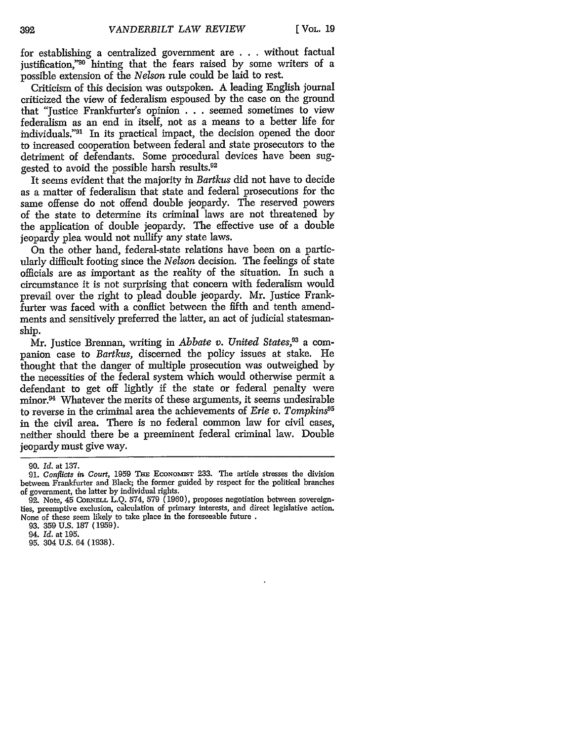for establishing a centralized government are . . . without factual justification,"[90] hinting that the fears raised by some writers of a possible extension of the *Nelson* rule could be laid to rest.

Criticism of this decision was outspoken. A leading English journal criticized the view of federalism espoused by the case on the ground that "Justice Frankfurter's opinion . . . seemed sometimes to view federalism as an end in itself, not as a means to a better life for individuals."[91] In its practical impact, the decision opened the door to increased cooperation between federal and state prosecutors to the detriment of defendants. Some procedural devices have been suggested to avoid the possible harsh results.[92]

It seems evident that the majority in *Bartkus* did not have to decide as a matter of federalism that state and federal prosecutions for the same offense do not offend double jeopardy. The reserved powers of the state to determine its criminal laws are not threatened by the application of double jeopardy. The effective use of a double jeopardy plea would not nullify any state laws.

On the other hand, federal-state relations have been on a particularly difficult footing since the *Nelson* decision. The feelings of state officials are as important as the reality of the situation. In such a circumstance it is not surprising that concern with federalism would prevail over the right to plead double jeopardy. Mr. Justice Frankfurter was faced with a conflict between the fifth and tenth amendments and sensitively preferred the latter, an act of judicial statesmanship.

Mr. Justice Brennan, writing in *Abbate v. United States*,[93] a companion case to *Bartkus*, discerned the policy issues at stake. He thought that the danger of multiple prosecution was outweighed by the necessities of the federal system which would otherwise permit a defendant to get off lightly if the state or federal penalty were minor.[94] Whatever the merits of these arguments, it seems undesirable to reverse in the criminal area the achievements of *Erie v. Tompkins*[95] in the civil area. There is no federal common law for civil cases, neither should there be a preeminent federal criminal law. Double jeopardy must give way.

---

90. *Id.* at 137.

91. *Conflicts in Court*, 1959 THE ECONOMIST 233. The article stresses the division between Frankfurter and Black; the former guided by respect for the political branches of government, the latter by individual rights.

92. Note, 45 CORNELL L.Q. 574, 579 (1960), proposes negotiation between sovereignties, preemptive exclusion, calculation of primary interests, and direct legislative action. None of these seem likely to take place in the foreseeable future .

93. 359 U.S. 187 (1959).

94. *Id.* at 195.

95. 304 U.S. 64 (1938).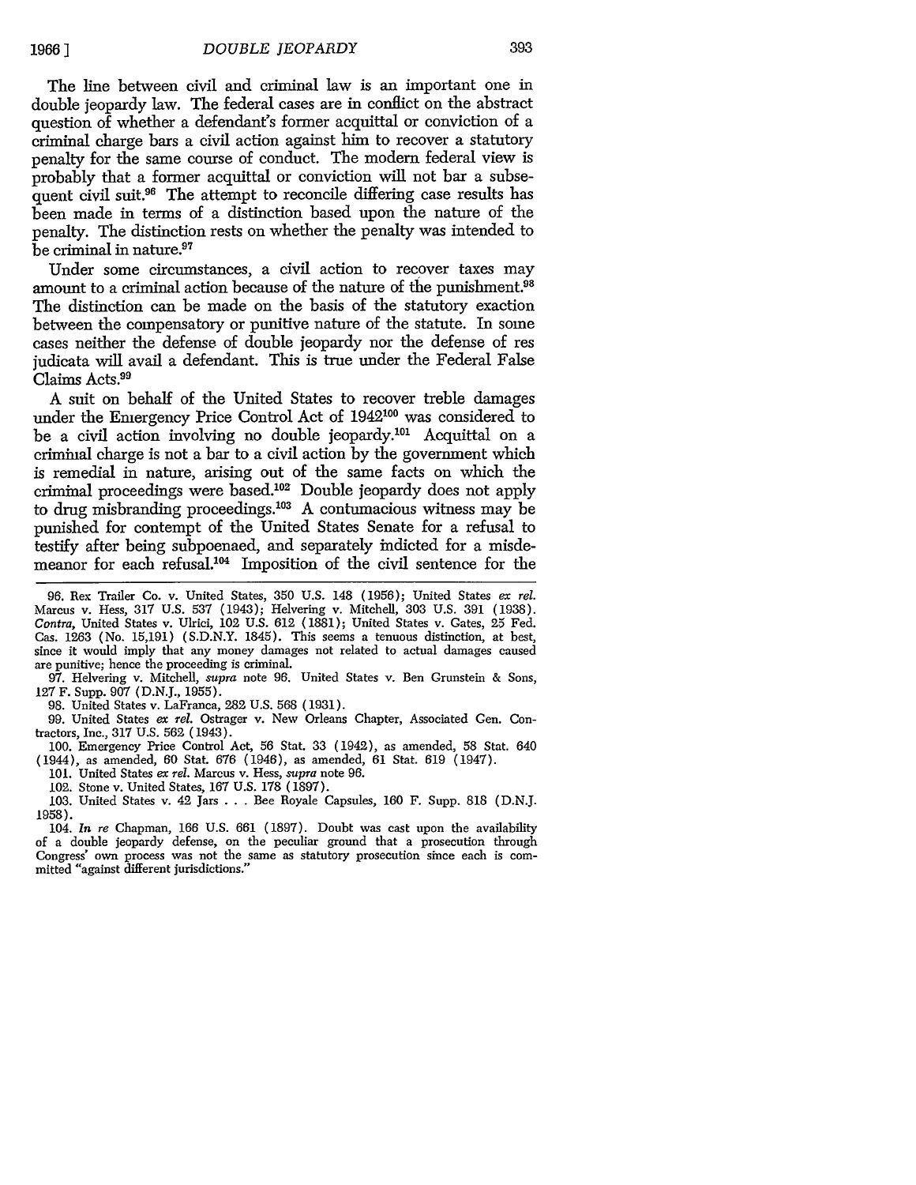The line between civil and criminal law is an important one in double jeopardy law. The federal cases are in conflict on the abstract question of whether a defendant's former acquittal or conviction of a criminal charge bars a civil action against him to recover a statutory penalty for the same course of conduct. The modern federal view is probably that a former acquittal or conviction will not bar a subsequent civil suit.[96] The attempt to reconcile differing case results has been made in terms of a distinction based upon the nature of the penalty. The distinction rests on whether the penalty was intended to be criminal in nature.[97]

Under some circumstances, a civil action to recover taxes may amount to a criminal action because of the nature of the punishment.[98] The distinction can be made on the basis of the statutory exaction between the compensatory or punitive nature of the statute. In some cases neither the defense of double jeopardy nor the defense of res judicata will avail a defendant. This is true under the Federal False Claims Acts.[99]

A suit on behalf of the United States to recover treble damages under the Emergency Price Control Act of 1942[100] was considered to be a civil action involving no double jeopardy.[101] Acquittal on a criminal charge is not a bar to a civil action by the government which is remedial in nature, arising out of the same facts on which the criminal proceedings were based.[102] Double jeopardy does not apply to drug misbranding proceedings.[103] A contumacious witness may be punished for contempt of the United States Senate for a refusal to testify after being subpoenaed, and separately indicted for a misdemeanor for each refusal.[104] Imposition of the civil sentence for the

---

96. Rex Trailer Co. v. United States, 350 U.S. 148 (1956); United States *ex rel.* Marcus v. Hess, 317 U.S. 537 (1943); Helvering v. Mitchell, 303 U.S. 391 (1938). *Contra*, United States v. Ulrici, 102 U.S. 612 (1881); United States v. Gates, 25 Fed. Cas. 1263 (No. 15,191) (S.D.N.Y. 1845). This seems a tenuous distinction, at best, since it would imply that any money damages not related to actual damages caused are punitive; hence the proceeding is criminal.

97. Helvering v. Mitchell, *supra* note 96. United States v. Ben Grunstein & Sons, 127 F. Supp. 907 (D.N.J., 1955).

98. United States v. LaFranca, 282 U.S. 568 (1931).

99. United States *ex rel.* Ostrager v. New Orleans Chapter, Associated Gen. Contractors, Inc., 317 U.S. 562 (1943).

100. Emergency Price Control Act, 56 Stat. 33 (1942), as amended, 58 Stat. 640 (1944), as amended, 60 Stat. 676 (1946), as amended, 61 Stat. 619 (1947).

101. United States *ex rel.* Marcus v. Hess, *supra* note 96.

102. Stone v. United States, 167 U.S. 178 (1897).

103. United States v. 42 Jars . . . Bee Royale Capsules, 160 F. Supp. 818 (D.N.J. 1958).

104. *In re* Chapman, 166 U.S. 661 (1897). Doubt was cast upon the availability of a double jeopardy defense, on the peculiar ground that a prosecution through Congress' own process was not the same as statutory prosecution since each is committed "against different jurisdictions."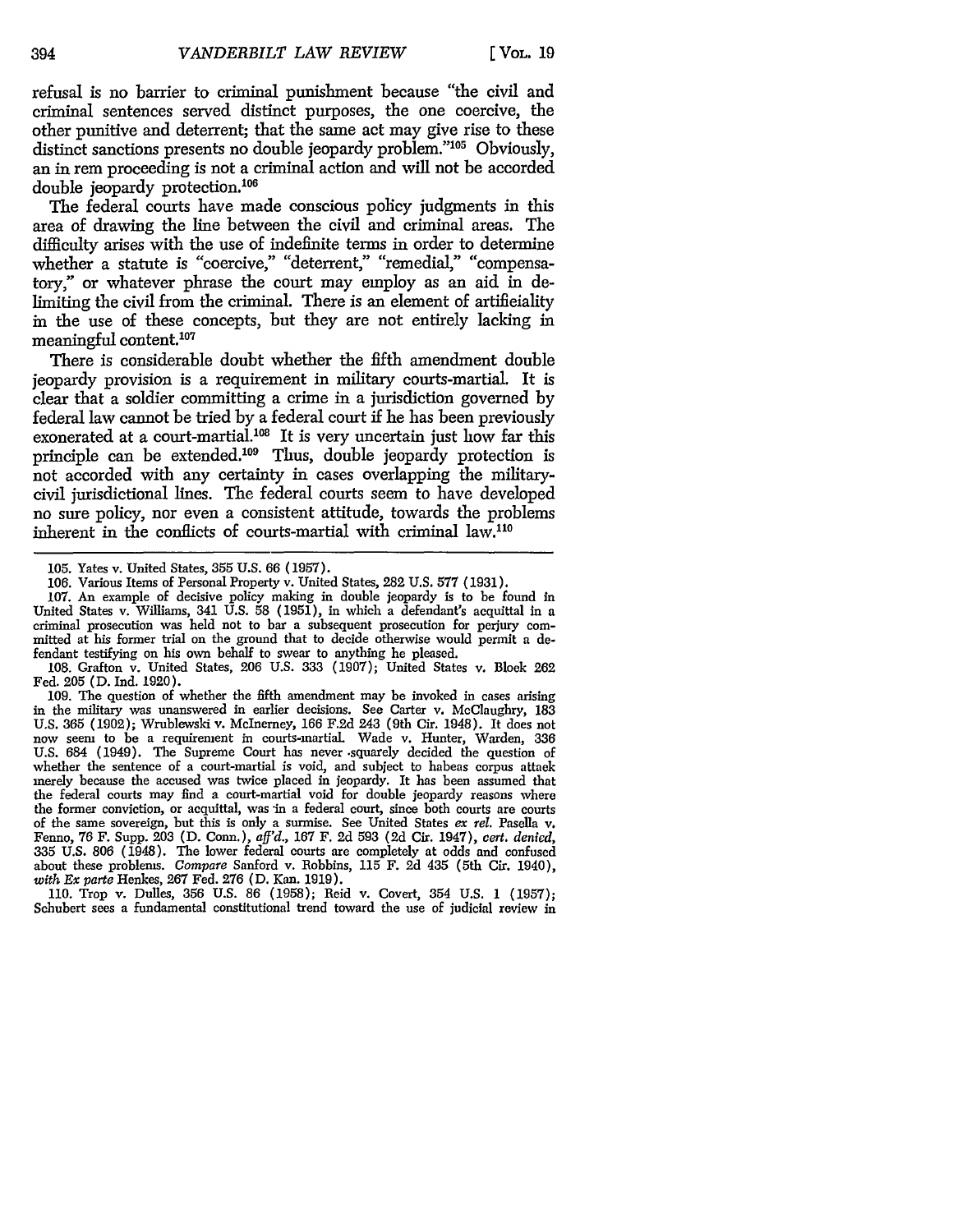refusal is no barrier to criminal punishment because "the civil and criminal sentences served distinct purposes, the one coercive, the other punitive and deterrent; that the same act may give rise to these distinct sanctions presents no double jeopardy problem."[105] Obviously, an in rem proceeding is not a criminal action and will not be accorded double jeopardy protection.[106]

The federal courts have made conscious policy judgments in this area of drawing the line between the civil and criminal areas. The difficulty arises with the use of indefinite terms in order to determine whether a statute is "coercive," "deterrent," "remedial," "compensatory," or whatever phrase the court may employ as an aid in delimiting the civil from the criminal. There is an element of artificiality in the use of these concepts, but they are not entirely lacking in meaningful content.[107]

There is considerable doubt whether the fifth amendment double jeopardy provision is a requirement in military courts-martial. It is clear that a soldier committing a crime in a jurisdiction governed by federal law cannot be tried by a federal court if he has been previously exonerated at a court-martial.[108] It is very uncertain just how far this principle can be extended.[109] Thus, double jeopardy protection is not accorded with any certainty in cases overlapping the military-civil jurisdictional lines. The federal courts seem to have developed no sure policy, nor even a consistent attitude, towards the problems inherent in the conflicts of courts-martial with criminal law.[110]

---

105. Yates v. United States, 355 U.S. 66 (1957).

106. Various Items of Personal Property v. United States, 282 U.S. 577 (1931).

107. An example of decisive policy making in double jeopardy is to be found in United States v. Williams, 341 U.S. 58 (1951), in which a defendant's acquittal in a criminal prosecution was held not to bar a subsequent prosecution for perjury committed at his former trial on the ground that to decide otherwise would permit a defendant testifying on his own behalf to swear to anything he pleased.

108. Grafton v. United States, 206 U.S. 333 (1907); United States v. Bloek 262 Fed. 205 (D. Ind. 1920).

109. The question of whether the fifth amendment may be invoked in cases arising in the military was unanswered in earlier decisions. See Carter v. McClaughry, 183 U.S. 365 (1902); Wrublewski v. McInerney, 166 F.2d 243 (9th Cir. 1948). It does not now seem to be a requirement in courts-martial. Wade v. Hunter, Warden, 336 U.S. 684 (1949). The Supreme Court has never squarely decided the question of whether the sentence of a court-martial is void, and subject to habeas corpus attack merely because the accused was twice placed in jeopardy. It has been assumed that the federal courts may find a court-martial void for double jeopardy reasons where the former conviction, or acquittal, was in a federal court, since both courts are courts of the same sovereign, but this is only a surmise. See United States *ex rel.* Pasella v. Fenno, 76 F. Supp. 203 (D. Conn.), *aff'd.*, 167 F. 2d 593 (2d Cir. 1947), *cert. denied*, 335 U.S. 806 (1948). The lower federal courts are completely at odds and confused about these problems. *Compare* Sanford v. Robbins, 115 F. 2d 435 (5th Cir. 1940), *with Ex parte* Henkes, 267 Fed. 276 (D. Kan. 1919).

110. Trop v. Dulles, 356 U.S. 86 (1958); Reid v. Covert, 354 U.S. 1 (1957); Schubert sees a fundamental constitutional trend toward the use of judicial review in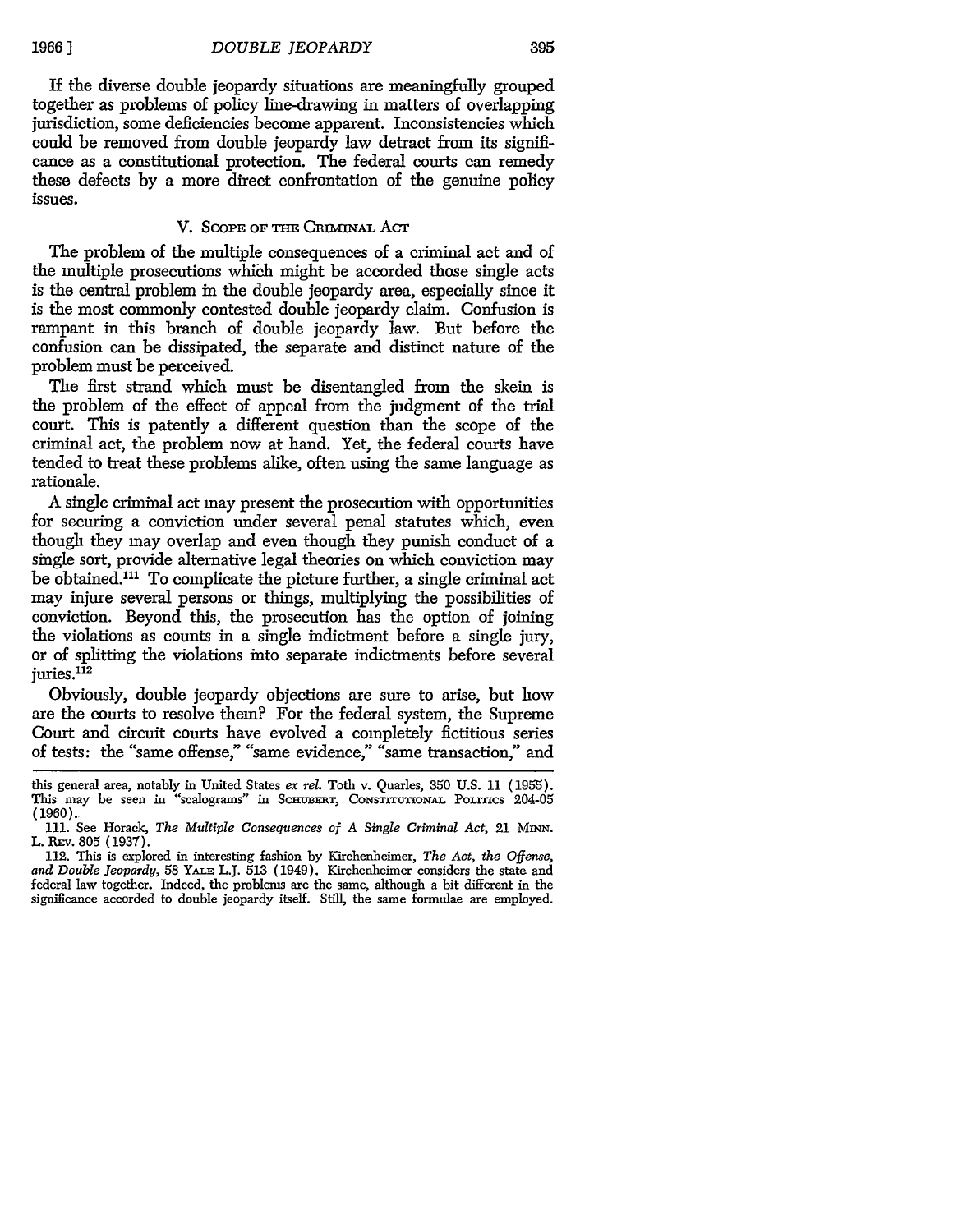If the diverse double jeopardy situations are meaningfully grouped together as problems of policy line-drawing in matters of overlapping jurisdiction, some deficiencies become apparent. Inconsistencies which could be removed from double jeopardy law detract from its significance as a constitutional protection. The federal courts can remedy these defects by a more direct confrontation of the genuine policy issues.

## V. Scope of the Criminal Act

The problem of the multiple consequences of a criminal act and of the multiple prosecutions which might be accorded those single acts is the central problem in the double jeopardy area, especially since it is the most commonly contested double jeopardy claim. Confusion is rampant in this branch of double jeopardy law. But before the confusion can be dissipated, the separate and distinct nature of the problem must be perceived.

The first strand which must be disentangled from the skein is the problem of the effect of appeal from the judgment of the trial court. This is patently a different question than the scope of the criminal act, the problem now at hand. Yet, the federal courts have tended to treat these problems alike, often using the same language as rationale.

A single criminal act may present the prosecution with opportunities for securing a conviction under several penal statutes which, even though they may overlap and even though they punish conduct of a single sort, provide alternative legal theories on which conviction may be obtained.[111] To complicate the picture further, a single criminal act may injure several persons or things, multiplying the possibilities of conviction. Beyond this, the prosecution has the option of joining the violations as counts in a single indictment before a single jury, or of splitting the violations into separate indictments before several juries.[112]

Obviously, double jeopardy objections are sure to arise, but how are the courts to resolve them? For the federal system, the Supreme Court and circuit courts have evolved a completely fictitious series of tests: the "same offense," "same evidence," "same transaction," and

---

this general area, notably in United States *ex rel.* Toth v. Quarles, 350 U.S. 11 (1955). This may be seen in "scalograms" in Schubert, Constitutional Politics 204-05 (1960).

111. See Horack, *The Multiple Consequences of A Single Criminal Act,* 21 Minn. L. Rev. 805 (1937).

112. This is explored in interesting fashion by Kirchenheimer, *The Act, the Offense, and Double Jeopardy,* 58 Yale L.J. 513 (1949). Kirchenheimer considers the state and federal law together. Indeed, the problems are the same, although a bit different in the significance accorded to double jeopardy itself. Still, the same formulae are employed.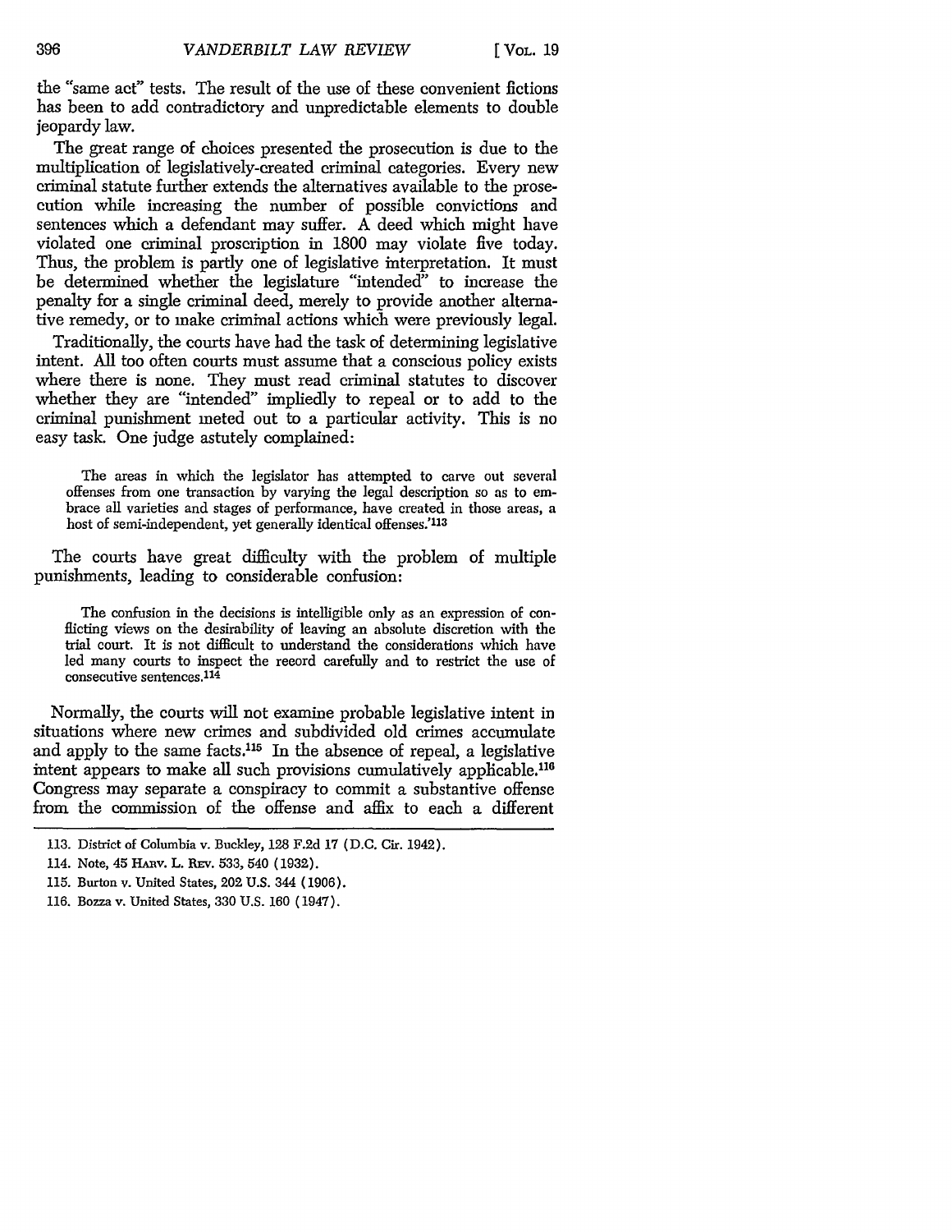the "same act" tests. The result of the use of these convenient fictions has been to add contradictory and unpredictable elements to double jeopardy law.

The great range of choices presented the prosecution is due to the multiplication of legislatively-created criminal categories. Every new criminal statute further extends the alternatives available to the prosecution while increasing the number of possible convictions and sentences which a defendant may suffer. A deed which might have violated one criminal proscription in 1800 may violate five today. Thus, the problem is partly one of legislative interpretation. It must be determined whether the legislature "intended" to increase the penalty for a single criminal deed, merely to provide another alternative remedy, or to make criminal actions which were previously legal.

Traditionally, the courts have had the task of determining legislative intent. All too often courts must assume that a conscious policy exists where there is none. They must read criminal statutes to discover whether they are "intended" impliedly to repeal or to add to the criminal punishment meted out to a particular activity. This is no easy task. One judge astutely complained:

> The areas in which the legislator has attempted to carve out several offenses from one transaction by varying the legal description so as to embrace all varieties and stages of performance, have created in those areas, a host of semi-independent, yet generally identical offenses.'[113]

The courts have great difficulty with the problem of multiple punishments, leading to considerable confusion:

> The confusion in the decisions is intelligible only as an expression of conflicting views on the desirability of leaving an absolute discretion with the trial court. It is not difficult to understand the considerations which have led many courts to inspect the record carefully and to restrict the use of consecutive sentences.[114]

Normally, the courts will not examine probable legislative intent in situations where new crimes and subdivided old crimes accumulate and apply to the same facts.[115] In the absence of repeal, a legislative intent appears to make all such provisions cumulatively applicable.[116] Congress may separate a conspiracy to commit a substantive offense from the commission of the offense and affix to each a different

---

113. District of Columbia v. Buckley, 128 F.2d 17 (D.C. Cir. 1942).

114. Note, 45 HARV. L. REV. 533, 540 (1932).

115. Burton v. United States, 202 U.S. 344 (1906).

116. Bozza v. United States, 330 U.S. 160 (1947).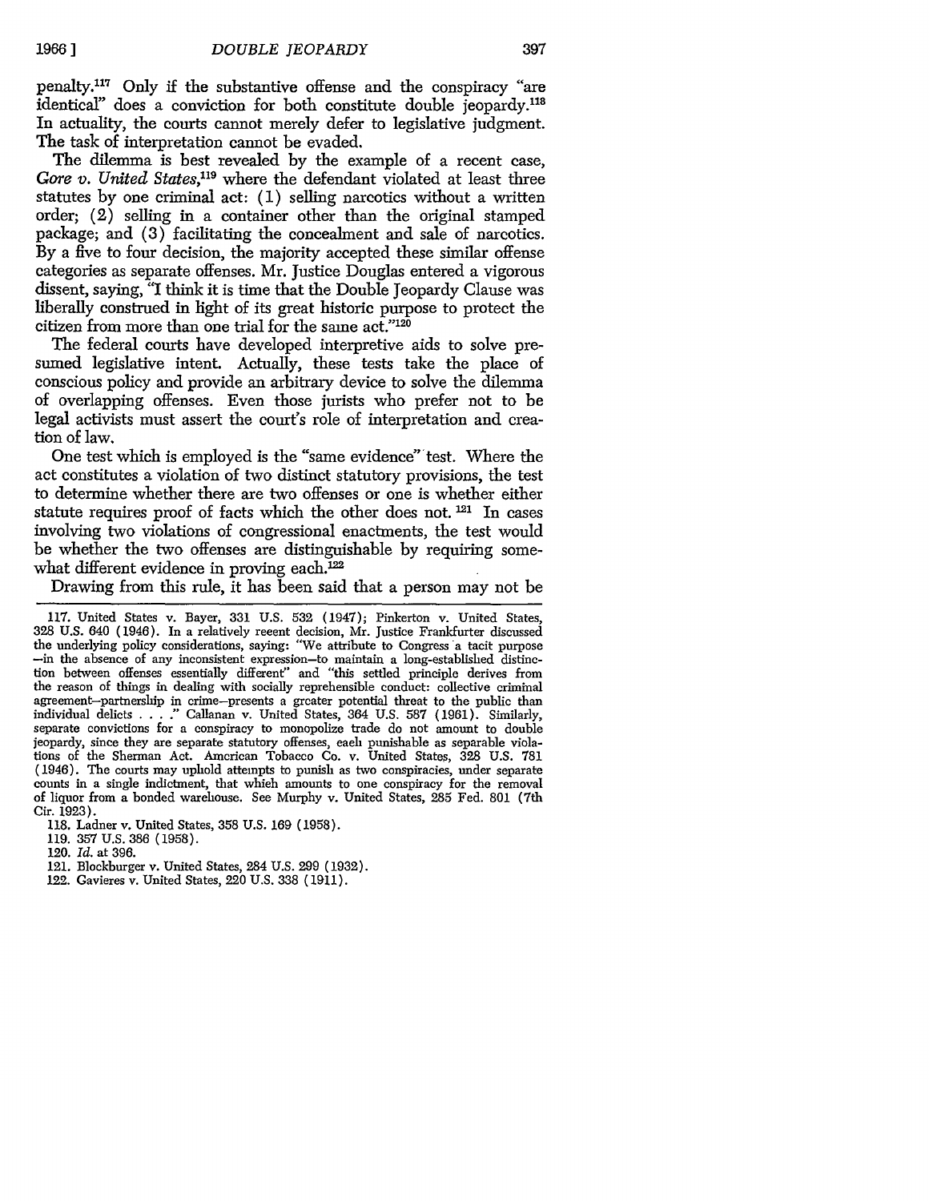penalty.[117] Only if the substantive offense and the conspiracy "are identical" does a conviction for both constitute double jeopardy.[118] In actuality, the courts cannot merely defer to legislative judgment. The task of interpretation cannot be evaded.

The dilemma is best revealed by the example of a recent case, *Gore v. United States*,[119] where the defendant violated at least three statutes by one criminal act: (1) selling narcotics without a written order; (2) selling in a container other than the original stamped package; and (3) facilitating the concealment and sale of narcotics. By a five to four decision, the majority accepted these similar offense categories as separate offenses. Mr. Justice Douglas entered a vigorous dissent, saying, "I think it is time that the Double Jeopardy Clause was liberally construed in light of its great historic purpose to protect the citizen from more than one trial for the same act."[120]

The federal courts have developed interpretive aids to solve presumed legislative intent. Actually, these tests take the place of conscious policy and provide an arbitrary device to solve the dilemma of overlapping offenses. Even those jurists who prefer not to be legal activists must assert the court's role of interpretation and creation of law.

One test which is employed is the "same evidence" test. Where the act constitutes a violation of two distinct statutory provisions, the test to determine whether there are two offenses or one is whether either statute requires proof of facts which the other does not.[121] In cases involving two violations of congressional enactments, the test would be whether the two offenses are distinguishable by requiring somewhat different evidence in proving each.[122]

Drawing from this rule, it has been said that a person may not be

---

117. United States v. Bayer, 331 U.S. 532 (1947); Pinkerton v. United States, 328 U.S. 640 (1946). In a relatively recent decision, Mr. Justice Frankfurter discussed the underlying policy considerations, saying: "We attribute to Congress a tacit purpose —in the absence of any inconsistent expression—to maintain a long-established distinction between offenses essentially different" and "this settled principle derives from the reason of things in dealing with socially reprehensible conduct: collective criminal agreement—partnership in crime—presents a greater potential threat to the public than individual delicts . . . ." Callanan v. United States, 364 U.S. 587 (1961). Similarly, separate convictions for a conspiracy to monopolize trade do not amount to double jeopardy, since they are separate statutory offenses, each punishable as separable violations of the Sherman Act. American Tobacco Co. v. United States, 328 U.S. 781 (1946). The courts may uphold attempts to punish as two conspiracies, under separate counts in a single indictment, that which amounts to one conspiracy for the removal of liquor from a bonded warehouse. See Murphy v. United States, 285 Fed. 801 (7th Cir. 1923).

118. Ladner v. United States, 358 U.S. 169 (1958).

119. 357 U.S. 386 (1958).

120. *Id.* at 396.

121. Blockburger v. United States, 284 U.S. 299 (1932).

122. Gavieres v. United States, 220 U.S. 338 (1911).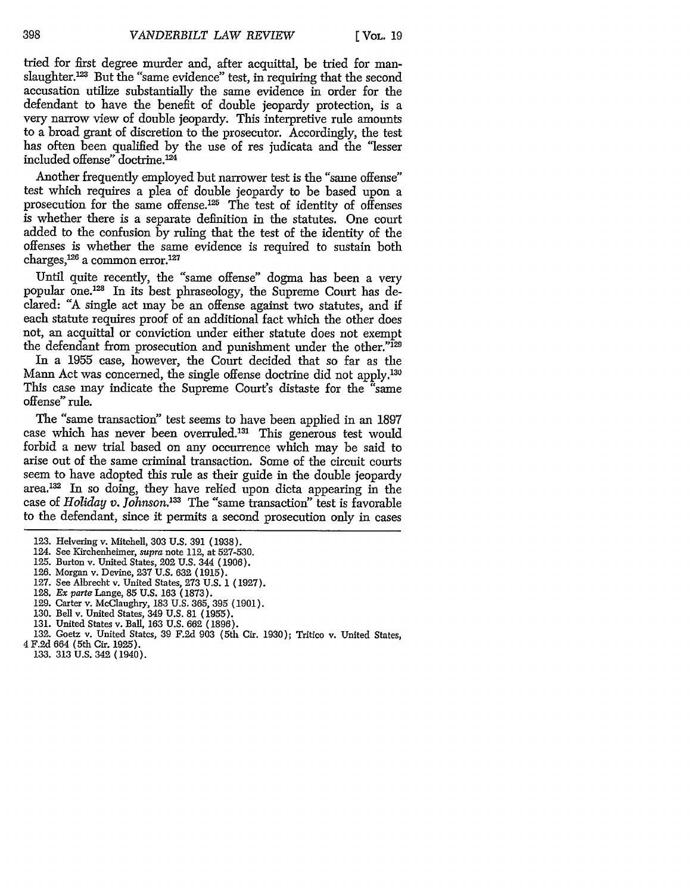tried for first degree murder and, after acquittal, be tried for manslaughter.[123] But the "same evidence" test, in requiring that the second accusation utilize substantially the same evidence in order for the defendant to have the benefit of double jeopardy protection, is a very narrow view of double jeopardy. This interpretive rule amounts to a broad grant of discretion to the prosecutor. Accordingly, the test has often been qualified by the use of res judicata and the "lesser included offense" doctrine.[124]

Another frequently employed but narrower test is the "same offense" test which requires a plea of double jeopardy to be based upon a prosecution for the same offense.[125] The test of identity of offenses is whether there is a separate definition in the statutes. One court added to the confusion by ruling that the test of the identity of the offenses is whether the same evidence is required to sustain both charges,[126] a common error.[127]

Until quite recently, the "same offense" dogma has been a very popular one.[128] In its best phraseology, the Supreme Court has declared: "A single act may be an offense against two statutes, and if each statute requires proof of an additional fact which the other does not, an acquittal or conviction under either statute does not exempt the defendant from prosecution and punishment under the other."[129]

In a 1955 case, however, the Court decided that so far as the Mann Act was concerned, the single offense doctrine did not apply.[130] This case may indicate the Supreme Court's distaste for the "same offense" rule.

The "same transaction" test seems to have been applied in an 1897 case which has never been overruled.[131] This generous test would forbid a new trial based on any occurrence which may be said to arise out of the same criminal transaction. Some of the circuit courts seem to have adopted this rule as their guide in the double jeopardy area.[132] In so doing, they have relied upon dicta appearing in the case of *Holiday v. Johnson*.[133] The "same transaction" test is favorable to the defendant, since it permits a second prosecution only in cases

123. Helvering v. Mitchell, 303 U.S. 391 (1938).
124. See Kirchenheimer, *supra* note 112, at 527-530.
125. Burton v. United States, 202 U.S. 344 (1906).
126. Morgan v. Devine, 237 U.S. 632 (1915).
127. See Albrecht v. United States, 273 U.S. 1 (1927).
128. *Ex parte* Lange, 85 U.S. 163 (1873).
129. Carter v. McClaughry, 183 U.S. 365, 395 (1901).
130. Bell v. United States, 349 U.S. 81 (1955).
131. United States v. Ball, 163 U.S. 662 (1896).
132. Goetz v. United States, 39 F.2d 903 (5th Cir. 1930); Tritico v. United States, 4 F.2d 664 (5th Cir. 1925).
133. 313 U.S. 342 (1940).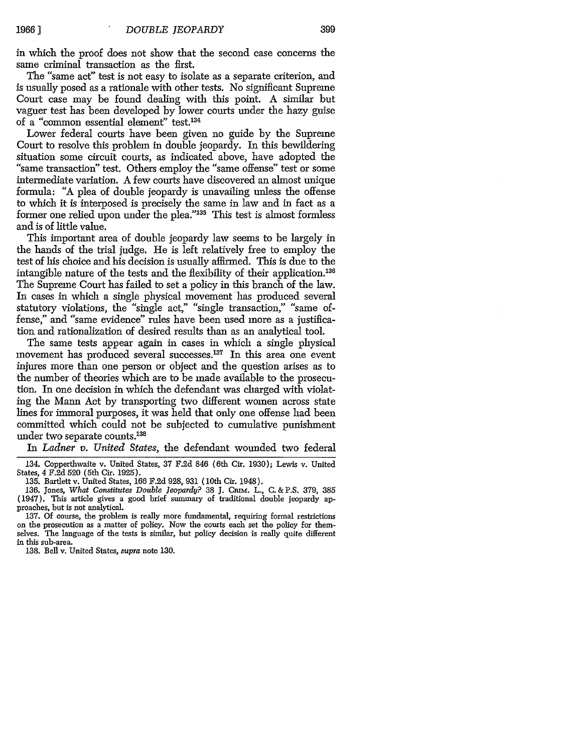in which the proof does not show that the second case concerns the same criminal transaction as the first.

The "same act" test is not easy to isolate as a separate criterion, and is usually posed as a rationale with other tests. No significant Supreme Court case may be found dealing with this point. A similar but vaguer test has been developed by lower courts under the hazy guise of a "common essential element" test.[134]

Lower federal courts have been given no guide by the Supreme Court to resolve this problem in double jeopardy. In this bewildering situation some circuit courts, as indicated above, have adopted the "same transaction" test. Others employ the "same offense" test or some intermediate variation. A few courts have discovered an almost unique formula: "A plea of double jeopardy is unavailing unless the offense to which it is interposed is precisely the same in law and in fact as a former one relied upon under the plea."[135] This test is almost formless and is of little value.

This important area of double jeopardy law seems to be largely in the hands of the trial judge. He is left relatively free to employ the test of his choice and his decision is usually affirmed. This is due to the intangible nature of the tests and the flexibility of their application.[136] The Supreme Court has failed to set a policy in this branch of the law. In cases in which a single physical movement has produced several statutory violations, the "single act," "single transaction," "same offense," and "same evidence" rules have been used more as a justification and rationalization of desired results than as an analytical tool.

The same tests appear again in cases in which a single physical movement has produced several successes.[137] In this area one event injures more than one person or object and the question arises as to the number of theories which are to be made available to the prosecution. In one decision in which the defendant was charged with violating the Mann Act by transporting two different women across state lines for immoral purposes, it was held that only one offense had been committed which could not be subjected to cumulative punishment under two separate counts.[138]

In *Ladner v. United States*, the defendant wounded two federal

---

134. Copperthwaite v. United States, 37 F.2d 846 (6th Cir. 1930); Lewis v. United States, 4 F.2d 520 (5th Cir. 1925).

135. Bartlett v. United States, 166 F.2d 928, 931 (10th Cir. 1948).

136. Jones, *What Constitutes Double Jeopardy?* 38 J. CRIM. L., C. & P.S. 379, 385 (1947). This article gives a good brief summary of traditional double jeopardy approaches, but is not analytical.

137. Of course, the problem is really more fundamental, requiring formal restrictions on the prosecution as a matter of policy. Now the courts each set the policy for themselves. The language of the tests is similar, but policy decision is really quite different in this sub-area.

138. Bell v. United States, *supra* note 130.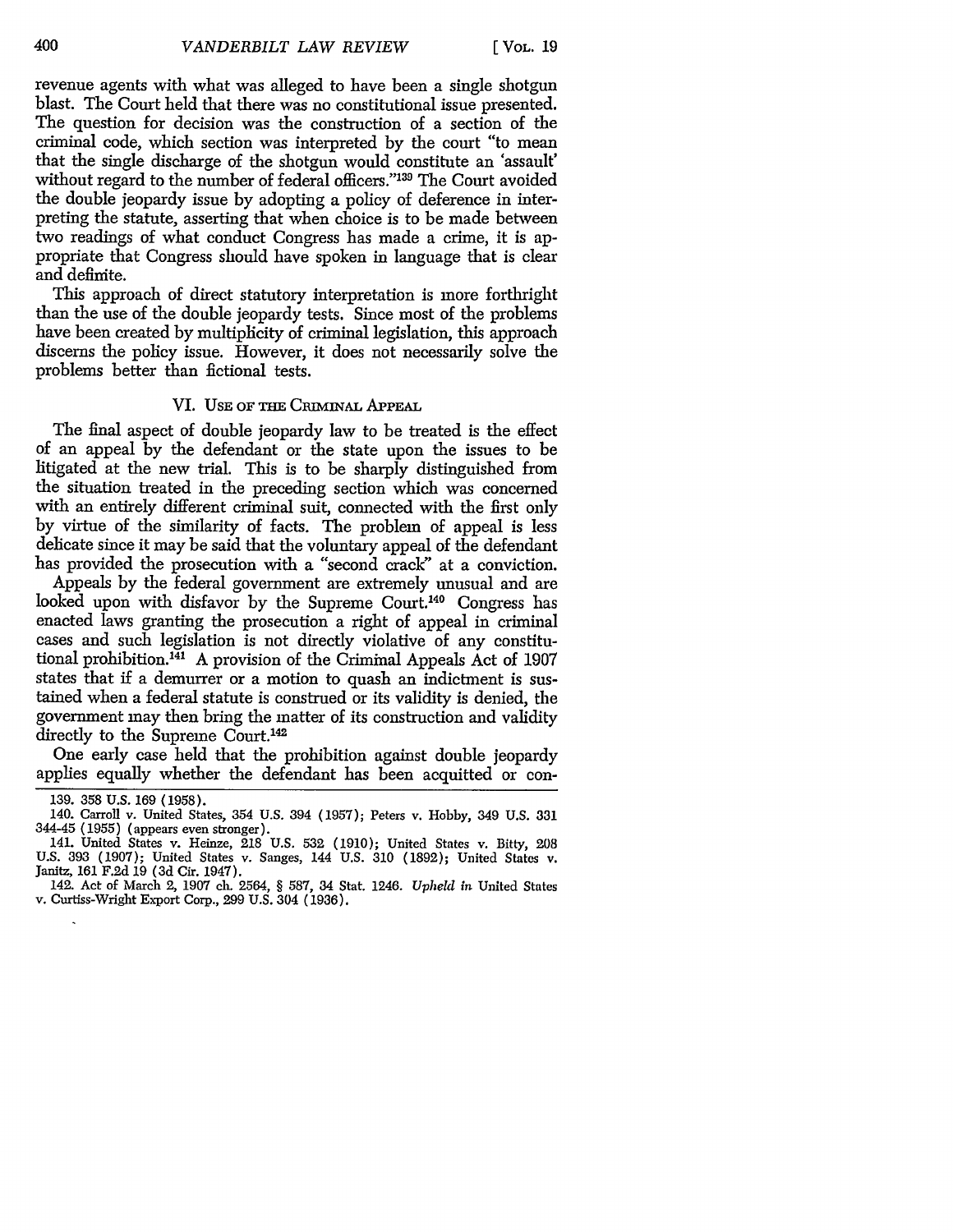revenue agents with what was alleged to have been a single shotgun blast. The Court held that there was no constitutional issue presented. The question for decision was the construction of a section of the criminal code, which section was interpreted by the court "to mean that the single discharge of the shotgun would constitute an 'assault' without regard to the number of federal officers."[139] The Court avoided the double jeopardy issue by adopting a policy of deference in interpreting the statute, asserting that when choice is to be made between two readings of what conduct Congress has made a crime, it is appropriate that Congress should have spoken in language that is clear and definite.

This approach of direct statutory interpretation is more forthright than the use of the double jeopardy tests. Since most of the problems have been created by multiplicity of criminal legislation, this approach discerns the policy issue. However, it does not necessarily solve the problems better than fictional tests.

## VI. Use of the Criminal Appeal

The final aspect of double jeopardy law to be treated is the effect of an appeal by the defendant or the state upon the issues to be litigated at the new trial. This is to be sharply distinguished from the situation treated in the preceding section which was concerned with an entirely different criminal suit, connected with the first only by virtue of the similarity of facts. The problem of appeal is less delicate since it may be said that the voluntary appeal of the defendant has provided the prosecution with a "second crack" at a conviction.

Appeals by the federal government are extremely unusual and are looked upon with disfavor by the Supreme Court.[140] Congress has enacted laws granting the prosecution a right of appeal in criminal cases and such legislation is not directly violative of any constitutional prohibition.[141] A provision of the Criminal Appeals Act of 1907 states that if a demurrer or a motion to quash an indictment is sustained when a federal statute is construed or its validity is denied, the government may then bring the matter of its construction and validity directly to the Supreme Court.[142]

One early case held that the prohibition against double jeopardy applies equally whether the defendant has been acquitted or con-

---

139. 358 U.S. 169 (1958).

140. Carroll v. United States, 354 U.S. 394 (1957); Peters v. Hobby, 349 U.S. 331 344-45 (1955) (appears even stronger).

141. United States v. Heinze, 218 U.S. 532 (1910); United States v. Bitty, 208 U.S. 393 (1907); United States v. Sanges, 144 U.S. 310 (1892); United States v. Janitz, 161 F.2d 19 (3d Cir. 1947).

142. Act of March 2, 1907 ch. 2564, § 587, 34 Stat. 1246. *Upheld in* United States v. Curtiss-Wright Export Corp., 299 U.S. 304 (1936).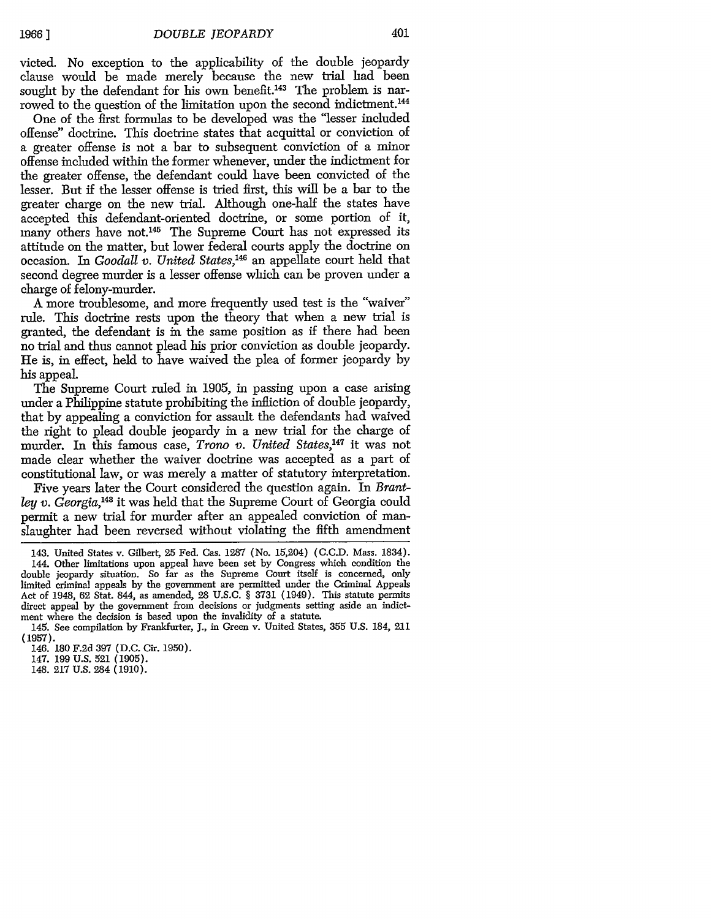victed. No exception to the applicability of the double jeopardy clause would be made merely because the new trial had been sought by the defendant for his own benefit.[143] The problem is narrowed to the question of the limitation upon the second indictment.[144]

One of the first formulas to be developed was the "lesser included offense" doctrine. This doctrine states that acquittal or conviction of a greater offense is not a bar to subsequent conviction of a minor offense included within the former whenever, under the indictment for the greater offense, the defendant could have been convicted of the lesser. But if the lesser offense is tried first, this will be a bar to the greater charge on the new trial. Although one-half the states have accepted this defendant-oriented doctrine, or some portion of it, many others have not.[145] The Supreme Court has not expressed its attitude on the matter, but lower federal courts apply the doctrine on occasion. In *Goodall v. United States*,[146] an appellate court held that second degree murder is a lesser offense which can be proven under a charge of felony-murder.

A more troublesome, and more frequently used test is the "waiver" rule. This doctrine rests upon the theory that when a new trial is granted, the defendant is in the same position as if there had been no trial and thus cannot plead his prior conviction as double jeopardy. He is, in effect, held to have waived the plea of former jeopardy by his appeal.

The Supreme Court ruled in 1905, in passing upon a case arising under a Philippine statute prohibiting the infliction of double jeopardy, that by appealing a conviction for assault the defendants had waived the right to plead double jeopardy in a new trial for the charge of murder. In this famous case, *Trono v. United States*,[147] it was not made clear whether the waiver doctrine was accepted as a part of constitutional law, or was merely a matter of statutory interpretation.

Five years later the Court considered the question again. In *Brantley v. Georgia*,[148] it was held that the Supreme Court of Georgia could permit a new trial for murder after an appealed conviction of manslaughter had been reversed without violating the fifth amendment

143. United States v. Gilbert, 25 Fed. Cas. 1287 (No. 15,204) (C.C.D. Mass. 1834).

144. Other limitations upon appeal have been set by Congress which condition the double jeopardy situation. So far as the Supreme Court itself is concerned, only limited criminal appeals by the government are permitted under the Criminal Appeals Act of 1948, 62 Stat. 844, as amended, 28 U.S.C. § 3731 (1949). This statute permits direct appeal by the government from decisions or judgments setting aside an indictment where the decision is based upon the invalidity of a statute.

145. See compilation by Frankfurter, J., in Green v. United States, 355 U.S. 184, 211 (1957).

146. 180 F.2d 397 (D.C. Cir. 1950).

147. 199 U.S. 521 (1905).

148. 217 U.S. 284 (1910).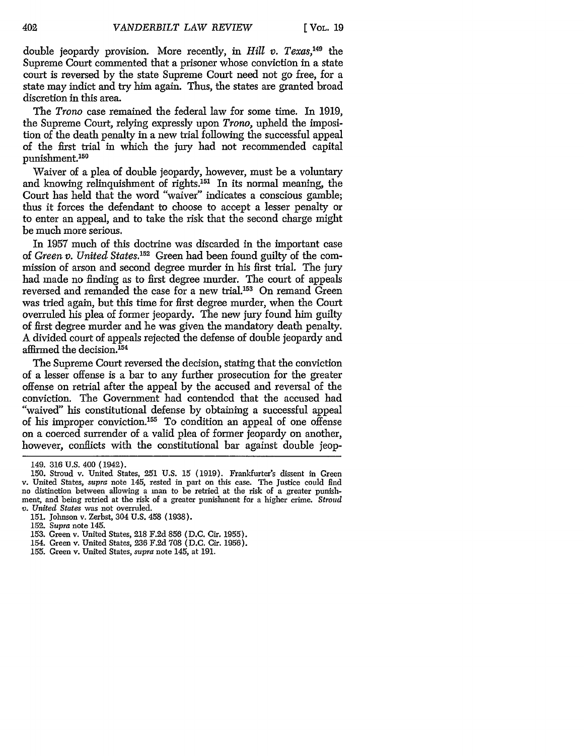double jeopardy provision. More recently, in *Hill v. Texas*,[149] the Supreme Court commented that a prisoner whose conviction in a state court is reversed by the state Supreme Court need not go free, for a state may indict and try him again. Thus, the states are granted broad discretion in this area.

The *Trono* case remained the federal law for some time. In 1919, the Supreme Court, relying expressly upon *Trono*, upheld the imposition of the death penalty in a new trial following the successful appeal of the first trial in which the jury had not recommended capital punishment.[150]

Waiver of a plea of double jeopardy, however, must be a voluntary and knowing relinquishment of rights.[151] In its normal meaning, the Court has held that the word "waiver" indicates a conscious gamble; thus it forces the defendant to choose to accept a lesser penalty or to enter an appeal, and to take the risk that the second charge might be much more serious.

In 1957 much of this doctrine was discarded in the important case of *Green v. United States*.[152] Green had been found guilty of the commission of arson and second degree murder in his first trial. The jury had made no finding as to first degree murder. The court of appeals reversed and remanded the case for a new trial.[153] On remand Green was tried again, but this time for first degree murder, when the Court overruled his plea of former jeopardy. The new jury found him guilty of first degree murder and he was given the mandatory death penalty. A divided court of appeals rejected the defense of double jeopardy and affirmed the decision.[154]

The Supreme Court reversed the decision, stating that the conviction of a lesser offense is a bar to any further prosecution for the greater offense on retrial after the appeal by the accused and reversal of the conviction. The Government had contended that the accused had "waived" his constitutional defense by obtaining a successful appeal of his improper conviction.[155] To condition an appeal of one offense on a coerced surrender of a valid plea of former jeopardy on another, however, conflicts with the constitutional bar against double jeop-

---

149. 316 U.S. 400 (1942).

150. Stroud v. United States, 251 U.S. 15 (1919). Frankfurter's dissent in Green v. United States, *supra* note 145, rested in part on this case. The Justice could find no distinction between allowing a man to be retried at the risk of a greater punishment, and being retried at the risk of a greater punishment for a higher crime. *Stroud v. United States* was not overruled.

151. Johnson v. Zerbst, 304 U.S. 458 (1938).

152. *Supra* note 145.

153. Green v. United States, 218 F.2d 856 (D.C. Cir. 1955).

154. Green v. United States, 236 F.2d 708 (D.C. Cir. 1956).

155. Green v. United States, *supra* note 145, at 191.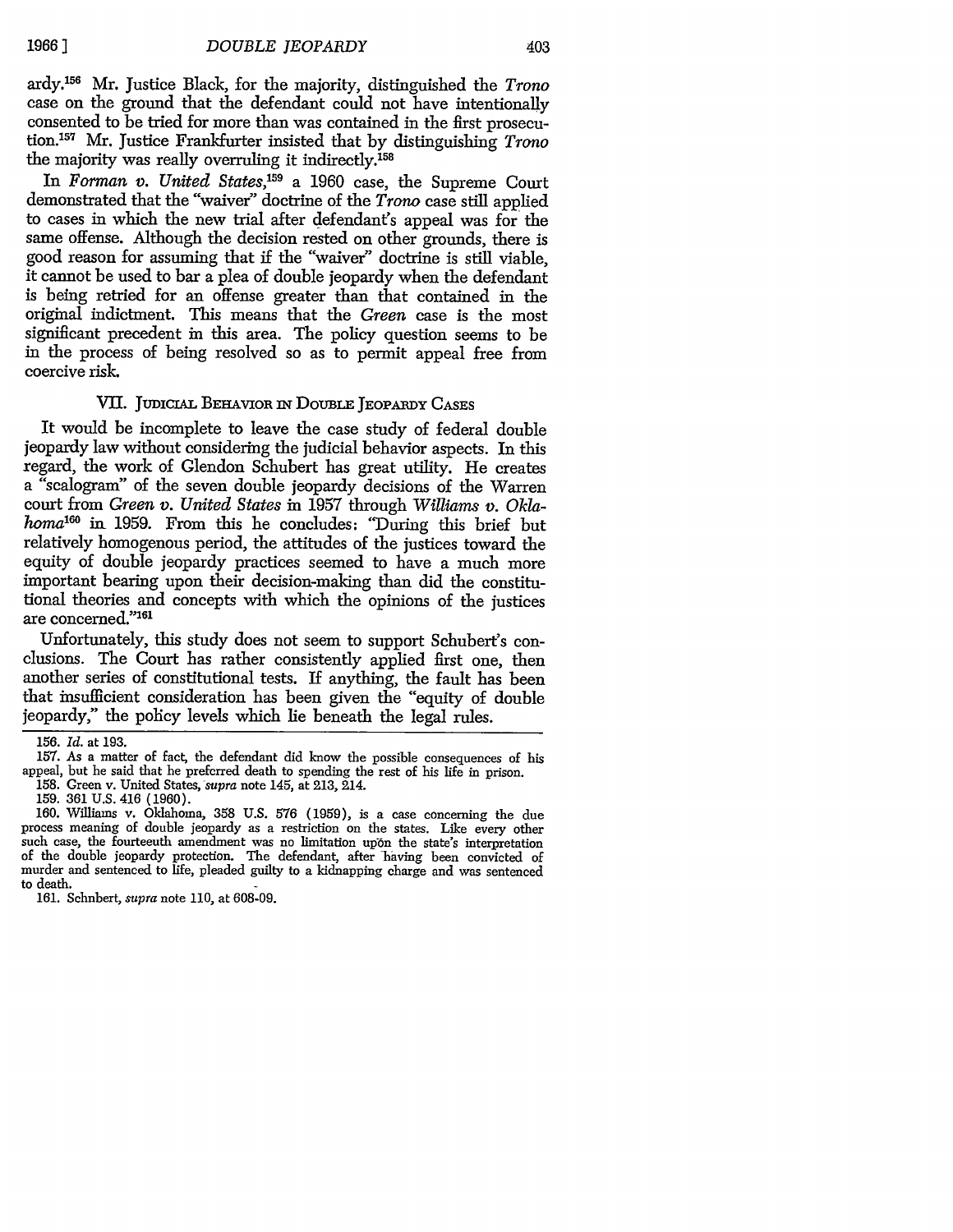ardy.[156] Mr. Justice Black, for the majority, distinguished the *Trono* case on the ground that the defendant could not have intentionally consented to be tried for more than was contained in the first prosecution.[157] Mr. Justice Frankfurter insisted that by distinguishing *Trono* the majority was really overruling it indirectly.[158]

In *Forman v. United States*,[159] a 1960 case, the Supreme Court demonstrated that the "waiver" doctrine of the *Trono* case still applied to cases in which the new trial after defendant's appeal was for the same offense. Although the decision rested on other grounds, there is good reason for assuming that if the "waiver" doctrine is still viable, it cannot be used to bar a plea of double jeopardy when the defendant is being retried for an offense greater than that contained in the original indictment. This means that the *Green* case is the most significant precedent in this area. The policy question seems to be in the process of being resolved so as to permit appeal free from coercive risk.

### VII. Judicial Behavior in Double Jeopardy Cases

It would be incomplete to leave the case study of federal double jeopardy law without considering the judicial behavior aspects. In this regard, the work of Glendon Schubert has great utility. He creates a "scalogram" of the seven double jeopardy decisions of the Warren court from *Green v. United States* in 1957 through *Williams v. Oklahoma*[160] in 1959. From this he concludes: "During this brief but relatively homogenous period, the attitudes of the justices toward the equity of double jeopardy practices seemed to have a much more important bearing upon their decision-making than did the constitutional theories and concepts with which the opinions of the justices are concerned."[161]

Unfortunately, this study does not seem to support Schubert's conclusions. The Court has rather consistently applied first one, then another series of constitutional tests. If anything, the fault has been that insufficient consideration has been given the "equity of double jeopardy," the policy levels which lie beneath the legal rules.

---

156. *Id.* at 193.

157. As a matter of fact, the defendant did know the possible consequences of his appeal, but he said that he preferred death to spending the rest of his life in prison.

158. Green v. United States, *supra* note 145, at 213, 214.

159. 361 U.S. 416 (1960).

160. Williams v. Oklahoma, 358 U.S. 576 (1959), is a case concerning the due process meaning of double jeopardy as a restriction on the states. Like every other such case, the fourteenth amendment was no limitation upon the state's interpretation of the double jeopardy protection. The defendant, after having been convicted of murder and sentenced to life, pleaded guilty to a kidnapping charge and was sentenced to death.

161. Schubert, *supra* note 110, at 608-09.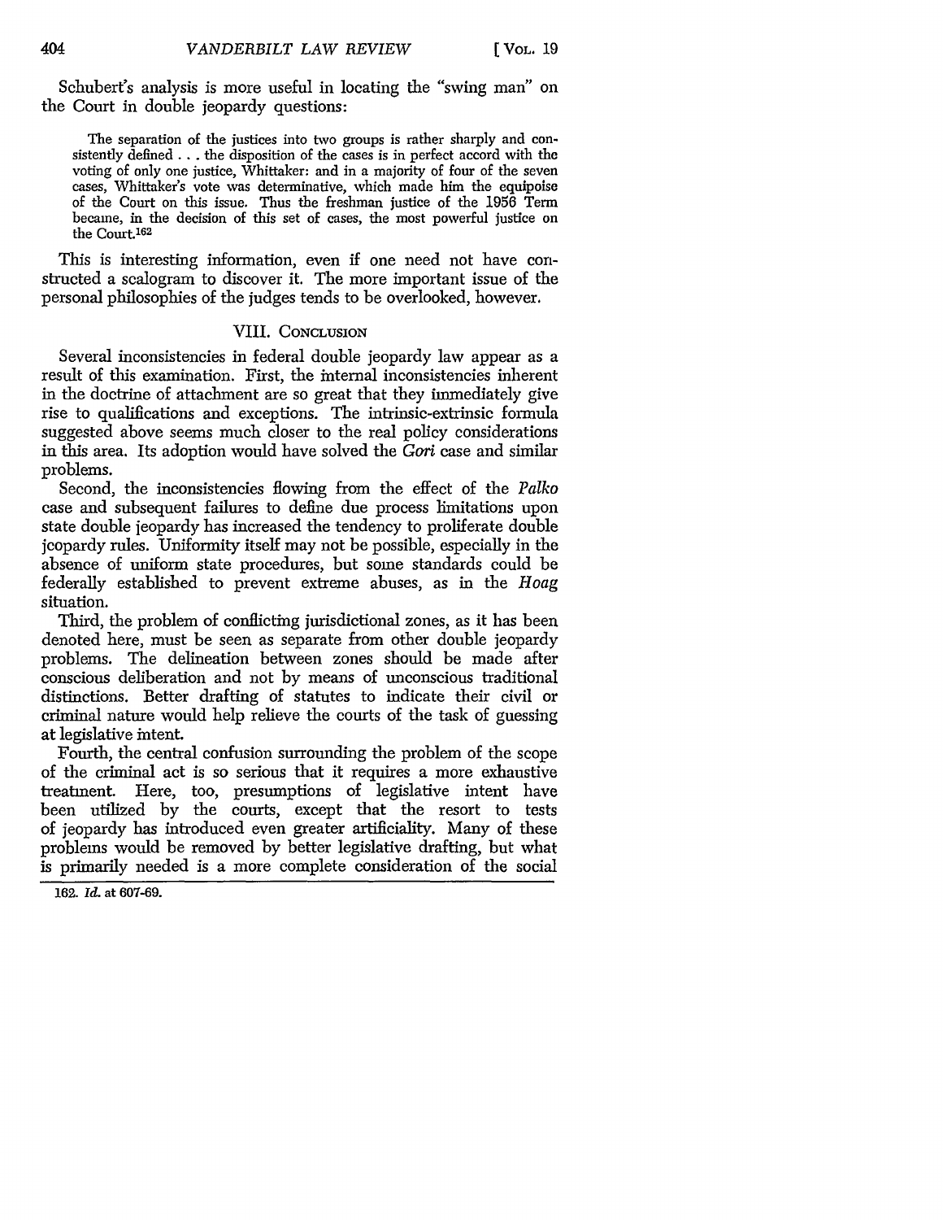Schubert's analysis is more useful in locating the "swing man" on the Court in double jeopardy questions:

> The separation of the justices into two groups is rather sharply and consistently defined . . . the disposition of the cases is in perfect accord with the voting of only one justice, Whittaker: and in a majority of four of the seven cases, Whittaker's vote was determinative, which made him the equipoise of the Court on this issue. Thus the freshman justice of the 1956 Term became, in the decision of this set of cases, the most powerful justice on the Court.[162]

This is interesting information, even if one need not have constructed a scalogram to discover it. The more important issue of the personal philosophies of the judges tends to be overlooked, however.

## VIII. Conclusion

Several inconsistencies in federal double jeopardy law appear as a result of this examination. First, the internal inconsistencies inherent in the doctrine of attachment are so great that they immediately give rise to qualifications and exceptions. The intrinsic-extrinsic formula suggested above seems much closer to the real policy considerations in this area. Its adoption would have solved the *Gori* case and similar problems.

Second, the inconsistencies flowing from the effect of the *Palko* case and subsequent failures to define due process limitations upon state double jeopardy has increased the tendency to proliferate double jeopardy rules. Uniformity itself may not be possible, especially in the absence of uniform state procedures, but some standards could be federally established to prevent extreme abuses, as in the *Hoag* situation.

Third, the problem of conflicting jurisdictional zones, as it has been denoted here, must be seen as separate from other double jeopardy problems. The delineation between zones should be made after conscious deliberation and not by means of unconscious traditional distinctions. Better drafting of statutes to indicate their civil or criminal nature would help relieve the courts of the task of guessing at legislative intent.

Fourth, the central confusion surrounding the problem of the scope of the criminal act is so serious that it requires a more exhaustive treatment. Here, too, presumptions of legislative intent have been utilized by the courts, except that the resort to tests of jeopardy has introduced even greater artificiality. Many of these problems would be removed by better legislative drafting, but what is primarily needed is a more complete consideration of the social

162. *Id.* at 607-69.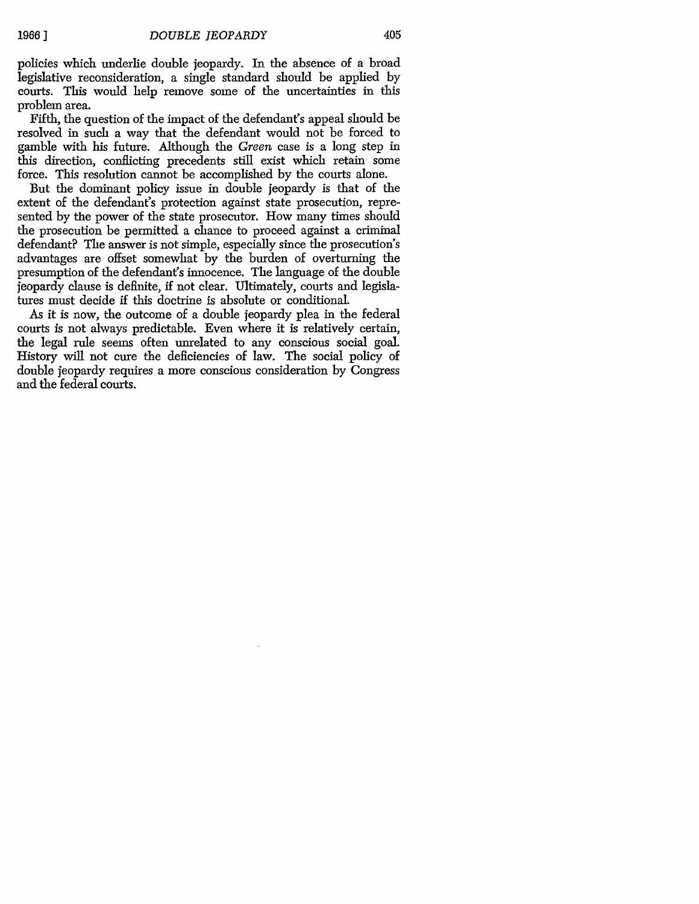policies which underlie double jeopardy. In the absence of a broad legislative reconsideration, a single standard should be applied by courts. This would help remove some of the uncertainties in this problem area.

Fifth, the question of the impact of the defendant's appeal should be resolved in such a way that the defendant would not be forced to gamble with his future. Although the *Green* case is a long step in this direction, conflicting precedents still exist which retain some force. This resolution cannot be accomplished by the courts alone.

But the dominant policy issue in double jeopardy is that of the extent of the defendant's protection against state prosecution, represented by the power of the state prosecutor. How many times should the prosecution be permitted a chance to proceed against a criminal defendant? The answer is not simple, especially since the prosecution's advantages are offset somewhat by the burden of overturning the presumption of the defendant's innocence. The language of the double jeopardy clause is definite, if not clear. Ultimately, courts and legislatures must decide if this doctrine is absolute or conditional.

As it is now, the outcome of a double jeopardy plea in the federal courts is not always predictable. Even where it is relatively certain, the legal rule seems often unrelated to any conscious social goal. History will not cure the deficiencies of law. The social policy of double jeopardy requires a more conscious consideration by Congress and the federal courts.